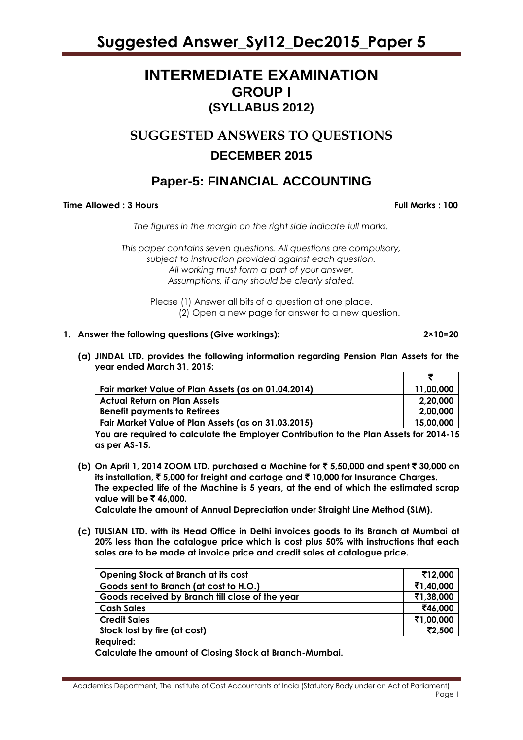# Suggested Answer_Syl12_Dec2015_Paper 5

# INTERMEDIATE EXAMINATION

## GROUP I

## (SYLLABUS 2012)

## SUGGESTED ANSWERS TO QUESTIONS

## DECEMBER 2015

## Paper-5: FINANCIAL ACCOUNTING

**Time Allowed : 3 Hours** **Full Marks : 100**

*The figures in the margin on the right side indicate full marks.*

*This paper contains seven questions. All questions are compulsory, subject to instruction provided against each question.*
*All working must form a part of your answer.*
*Assumptions, if any should be clearly stated.*

Please (1) Answer all bits of a question at one place.
(2) Open a new page for answer to a new question.

**1. Answer the following questions (Give workings): 2×10=20**

**(a) JINDAL LTD. provides the following information regarding Pension Plan Assets for the year ended March 31, 2015:**

| | ₹ |
|---|---|
| **Fair market Value of Plan Assets (as on 01.04.2014)** | **11,00,000** |
| **Actual Return on Plan Assets** | **2,20,000** |
| **Benefit payments to Retirees** | **2,00,000** |
| **Fair Market Value of Plan Assets (as on 31.03.2015)** | **15,00,000** |

**You are required to calculate the Employer Contribution to the Plan Assets for 2014-15 as per AS-15.**

**(b) On April 1, 2014 ZOOM LTD. purchased a Machine for ₹ 5,50,000 and spent ₹ 30,000 on its installation, ₹ 5,000 for freight and cartage and ₹ 10,000 for Insurance Charges. The expected life of the Machine is 5 years, at the end of which the estimated scrap value will be ₹ 46,000.**
**Calculate the amount of Annual Depreciation under Straight Line Method (SLM).**

**(c) TULSIAN LTD. with its Head Office in Delhi invoices goods to its Branch at Mumbai at 20% less than the catalogue price which is cost plus 50% with instructions that each sales are to be made at invoice price and credit sales at catalogue price.**

| | |
|---|---|
| **Opening Stock at Branch at its cost** | **₹12,000** |
| **Goods sent to Branch (at cost to H.O.)** | **₹1,40,000** |
| **Goods received by Branch till close of the year** | **₹1,38,000** |
| **Cash Sales** | **₹46,000** |
| **Credit Sales** | **₹1,00,000** |
| **Stock lost by fire (at cost)** | **₹2,500** |

**Required:**

**Calculate the amount of Closing Stock at Branch-Mumbai.**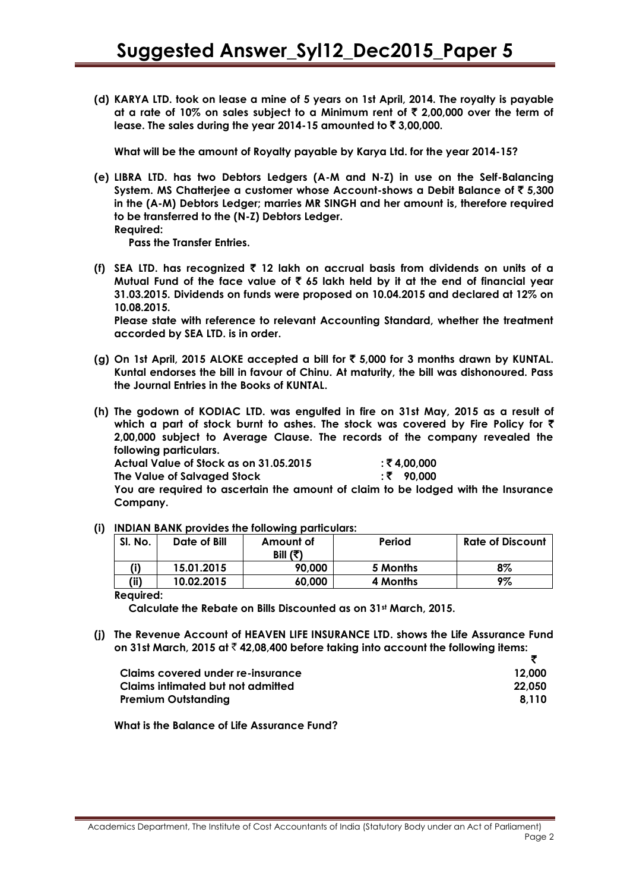**(d) KARYA LTD. took on lease a mine of 5 years on 1st April, 2014. The royalty is payable at a rate of 10% on sales subject to a Minimum rent of ₹ 2,00,000 over the term of lease. The sales during the year 2014-15 amounted to ₹ 3,00,000.**

**What will be the amount of Royalty payable by Karya Ltd. for the year 2014-15?**

**(e) LIBRA LTD. has two Debtors Ledgers (A-M and N-Z) in use on the Self-Balancing System. MS Chatterjee a customer whose Account-shows a Debit Balance of ₹ 5,300 in the (A-M) Debtors Ledger; marries MR SINGH and her amount is, therefore required to be transferred to the (N-Z) Debtors Ledger.**

**Required:**

**Pass the Transfer Entries.**

**(f) SEA LTD. has recognized ₹ 12 lakh on accrual basis from dividends on units of a Mutual Fund of the face value of ₹ 65 lakh held by it at the end of financial year 31.03.2015. Dividends on funds were proposed on 10.04.2015 and declared at 12% on 10.08.2015.**

**Please state with reference to relevant Accounting Standard, whether the treatment accorded by SEA LTD. is in order.**

**(g) On 1st April, 2015 ALOKE accepted a bill for ₹ 5,000 for 3 months drawn by KUNTAL. Kuntal endorses the bill in favour of Chinu. At maturity, the bill was dishonoured. Pass the Journal Entries in the Books of KUNTAL.**

**(h) The godown of KODIAC LTD. was engulfed in fire on 31st May, 2015 as a result of which a part of stock burnt to ashes. The stock was covered by Fire Policy for ₹ 2,00,000 subject to Average Clause. The records of the company revealed the following particulars.**

**Actual Value of Stock as on 31.05.2015 : ₹ 4,00,000**

**The Value of Salvaged Stock : ₹ 90,000**

**You are required to ascertain the amount of claim to be lodged with the Insurance Company.**

**(i) INDIAN BANK provides the following particulars:**

| Sl. No. | Date of Bill | Amount of Bill (₹) | Period | Rate of Discount |
|---|---|---|---|---|
| (i) | 15.01.2015 | 90,000 | 5 Months | 8% |
| (ii) | 10.02.2015 | 60,000 | 4 Months | 9% |

**Required:**

**Calculate the Rebate on Bills Discounted as on 31st March, 2015.**

**(j) The Revenue Account of HEAVEN LIFE INSURANCE LTD. shows the Life Assurance Fund on 31st March, 2015 at ₹ 42,08,400 before taking into account the following items:**

| | ₹ |
|---|---|
| Claims covered under re-insurance | 12,000 |
| Claims intimated but not admitted | 22,050 |
| Premium Outstanding | 8,110 |

**What is the Balance of Life Assurance Fund?**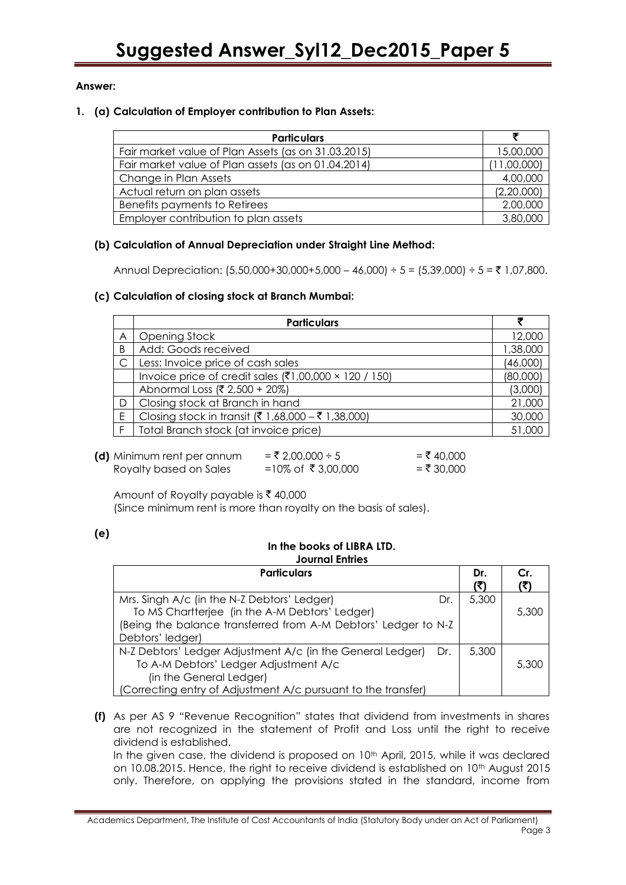**Answer:**

**1. (a) Calculation of Employer contribution to Plan Assets:**

| Particulars | ₹ |
|---|---|
| Fair market value of Plan Assets (as on 31.03.2015) | 15,00,000 |
| Fair market value of Plan assets (as on 01.04.2014) | (11,00,000) |
| Change in Plan Assets | 4,00,000 |
| Actual return on plan assets | (2,20,000) |
| Benefits payments to Retirees | 2,00,000 |
| Employer contribution to plan assets | 3,80,000 |

**(b) Calculation of Annual Depreciation under Straight Line Method:**

Annual Depreciation: (5,50,000+30,000+5,000 – 46,000) ÷ 5 = (5,39,000) ÷ 5 = ₹ 1,07,800.

**(c) Calculation of closing stock at Branch Mumbai:**

| | Particulars | ₹ |
|---|---|---|
| A | Opening Stock | 12,000 |
| B | Add: Goods received | 1,38,000 |
| C | Less: Invoice price of cash sales | (46,000) |
| | Invoice price of credit sales (₹1,00,000 × 120 / 150) | (80,000) |
| | Abnormal Loss (₹ 2,500 + 20%) | (3,000) |
| D | Closing stock at Branch in hand | 21,000 |
| E | Closing stock in transit (₹ 1,68,000 – ₹ 1,38,000) | 30,000 |
| F | Total Branch stock (at invoice price) | 51,000 |

**(d)** Minimum rent per annum = ₹ 2,00,000 ÷ 5 = ₹ 40,000

Royalty based on Sales =10% of ₹ 3,00,000 = ₹ 30,000

Amount of Royalty payable is ₹ 40,000
(Since minimum rent is more than royalty on the basis of sales).

**(e)**

**In the books of LIBRA LTD.**
**Journal Entries**

| Particulars | Dr. (₹) | Cr. (₹) |
|---|---|---|
| Mrs. Singh A/c (in the N-Z Debtors' Ledger) Dr.<br>To MS Chartterjee (in the A-M Debtors' Ledger)<br>(Being the balance transferred from A-M Debtors' Ledger to N-Z Debtors' ledger) | 5,300 | 5,300 |
| N-Z Debtors' Ledger Adjustment A/c (in the General Ledger) Dr.<br>To A-M Debtors' Ledger Adjustment A/c (in the General Ledger)<br>(Correcting entry of Adjustment A/c pursuant to the transfer) | 5,300 | 5,300 |

**(f)** As per AS 9 "Revenue Recognition" states that dividend from investments in shares are not recognized in the statement of Profit and Loss until the right to receive dividend is established.

In the given case, the dividend is proposed on 10th April, 2015, while it was declared on 10.08.2015. Hence, the right to receive dividend is established on 10th August 2015 only. Therefore, on applying the provisions stated in the standard, income from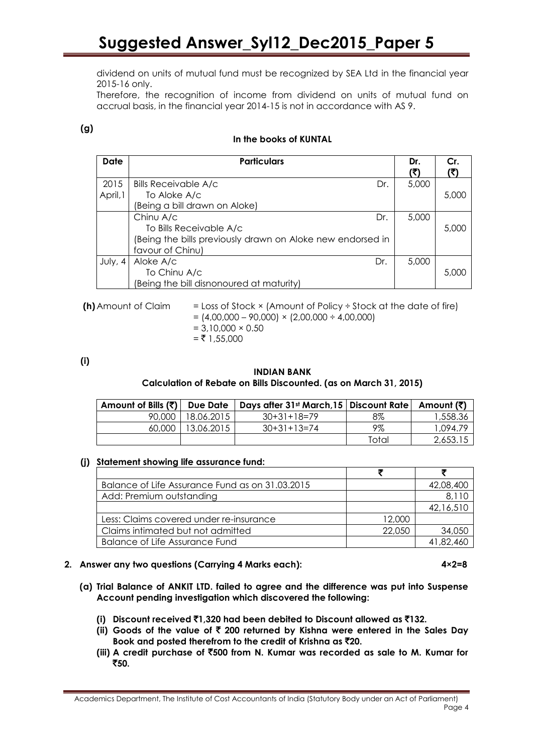dividend on units of mutual fund must be recognized by SEA Ltd in the financial year 2015-16 only.

Therefore, the recognition of income from dividend on units of mutual fund on accrual basis, in the financial year 2014-15 is not in accordance with AS 9.

**(g)**

**In the books of KUNTAL**

| Date | Particulars | Dr. (₹) | Cr. (₹) |
|---|---|---|---|
| 2015 April,1 | Bills Receivable A/c Dr.<br>To Aloke A/c<br>(Being a bill drawn on Aloke) | 5,000 | 5,000 |
| | Chinu A/c Dr.<br>To Bills Receivable A/c<br>(Being the bills previously drawn on Aloke new endorsed in favour of Chinu) | 5,000 | 5,000 |
| July, 4 | Aloke A/c Dr.<br>To Chinu A/c<br>(Being the bill disnooured at maturity) | 5,000 | 5,000 |

**(h)** Amount of Claim = Loss of Stock × (Amount of Policy ÷ Stock at the date of fire)
= (4,00,000 – 90,000) × (2,00,000 ÷ 4,00,000)
= 3,10,000 × 0.50
= ₹ 1,55,000

**(i)**

**INDIAN BANK**
**Calculation of Rebate on Bills Discounted. (as on March 31, 2015)**

| Amount of Bills (₹) | Due Date | Days after 31st March,15 | Discount Rate | Amount (₹) |
|---|---|---|---|---|
| 90,000 | 18.06.2015 | 30+31+18=79 | 8% | 1,558.36 |
| 60,000 | 13.06.2015 | 30+31+13=74 | 9% | 1,094.79 |
| | | | Total | 2,653.15 |

**(j) Statement showing life assurance fund:**

| | ₹ | ₹ |
|---|---|---|
| Balance of Life Assurance Fund as on 31.03.2015 | | 42,08,400 |
| Add: Premium outstanding | | 8,110 |
| | | 42,16,510 |
| Less: Claims covered under re-insurance | 12,000 | |
| Claims intimated but not admitted | 22,050 | 34,050 |
| Balance of Life Assurance Fund | | 41,82,460 |

**2. Answer any two questions (Carrying 4 Marks each): 4×2=8**

**(a) Trial Balance of ANKIT LTD. failed to agree and the difference was put into Suspense Account pending investigation which discovered the following:**

**(i) Discount received ₹1,320 had been debited to Discount allowed as ₹132.**

**(ii) Goods of the value of ₹ 200 returned by Kishna were entered in the Sales Day Book and posted therefrom to the credit of Krishna as ₹20.**

**(iii) A credit purchase of ₹500 from N. Kumar was recorded as sale to M. Kumar for ₹50.**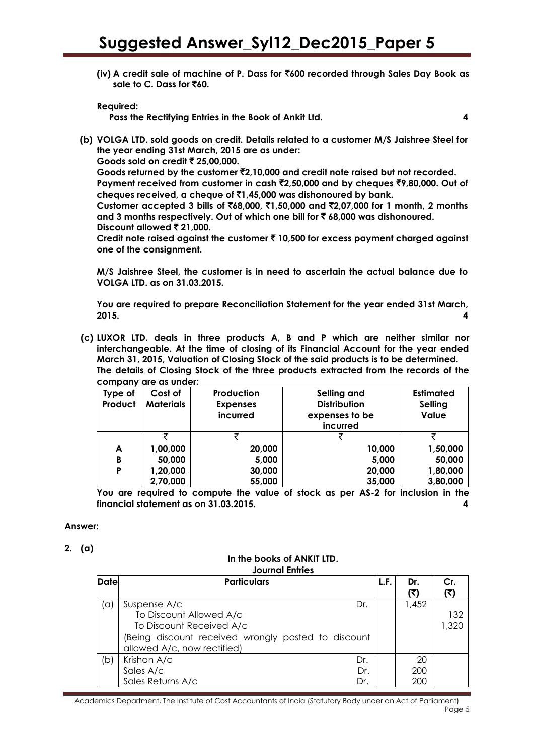(iv) **A credit sale of machine of P. Dass for ₹600 recorded through Sales Day Book as sale to C. Dass for ₹60.**

**Required:**

**Pass the Rectifying Entries in the Book of Ankit Ltd.** **4**

**(b) VOLGA LTD. sold goods on credit. Details related to a customer M/S Jaishree Steel for the year ending 31st March, 2015 are as under:**

**Goods sold on credit ₹ 25,00,000.**

**Goods returned by the customer ₹2,10,000 and credit note raised but not recorded.**

**Payment received from customer in cash ₹2,50,000 and by cheques ₹9,80,000. Out of cheques received, a cheque of ₹1,45,000 was dishonoured by bank.**

**Customer accepted 3 bills of ₹68,000, ₹1,50,000 and ₹2,07,000 for 1 month, 2 months and 3 months respectively. Out of which one bill for ₹ 68,000 was dishonoured.**

**Discount allowed ₹ 21,000.**

**Credit note raised against the customer ₹ 10,500 for excess payment charged against one of the consignment.**

**M/S Jaishree Steel, the customer is in need to ascertain the actual balance due to VOLGA LTD. as on 31.03.2015.**

**You are required to prepare Reconciliation Statement for the year ended 31st March, 2015.** **4**

**(c) LUXOR LTD. deals in three products A, B and P which are neither similar nor interchangeable. At the time of closing of its Financial Account for the year ended March 31, 2015, Valuation of Closing Stock of the said products is to be determined. The details of Closing Stock of the three products extracted from the records of the company are as under:**

| Type of Product | Cost of Materials | Production Expenses incurred | Selling and Distribution expenses to be incurred | Estimated Selling Value |
|---|---|---|---|---|
| | ₹ | ₹ | ₹ | ₹ |
| A | 1,00,000 | 20,000 | 10,000 | 1,50,000 |
| B | 50,000 | 5,000 | 5,000 | 50,000 |
| P | 1,20,000 | 30,000 | 20,000 | 1,80,000 |
| | 2,70,000 | 55,000 | 35,000 | 3,80,000 |

**You are required to compute the value of stock as per AS-2 for inclusion in the financial statement as on 31.03.2015.** **4**

**Answer:**

**2. (a)**

**In the books of ANKIT LTD.**
**Journal Entries**

| Date | Particulars | | L.F. | Dr. (₹) | Cr. (₹) |
|---|---|---|---|---|---|
| (a) | Suspense A/c | Dr. | | 1,452 | |
| | To Discount Allowed A/c | | | | 132 |
| | To Discount Received A/c | | | | 1,320 |
| | (Being discount received wrongly posted to discount allowed A/c, now rectified) | | | | |
| (b) | Krishan A/c | Dr. | | 20 | |
| | Sales A/c | Dr. | | 200 | |
| | Sales Returns A/c | Dr. | | 200 | |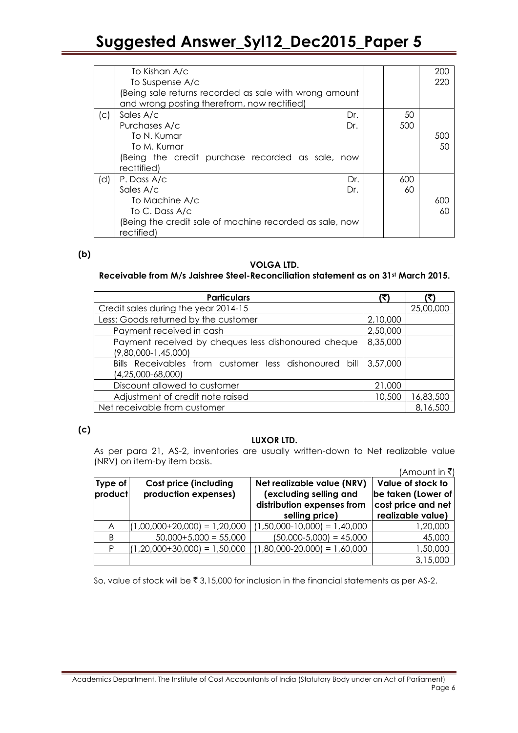|  |  |  |  |
|---|---|---|---|
|  | To Kishan A/c |  | 200 |
|  | To Suspense A/c |  | 220 |
|  | (Being sale returns recorded as sale with wrong amount and wrong posting therefrom, now rectified) |  |  |
| (c) | Sales A/c Dr. | 50 |  |
|  | Purchases A/c Dr. | 500 |  |
|  | To N. Kumar |  | 500 |
|  | To M. Kumar |  | 50 |
|  | (Being the credit purchase recorded as sale, now recttified) |  |  |
| (d) | P. Dass A/c Dr. | 600 |  |
|  | Sales A/c Dr. | 60 |  |
|  | To Machine A/c |  | 600 |
|  | To C. Dass A/c |  | 60 |
|  | (Being the credit sale of machine recorded as sale, now rectified) |  |  |

**(b)**

**VOLGA LTD.**

**Receivable from M/s Jaishree Steel-Reconciliation statement as on 31st March 2015.**

| Particulars | (₹) | (₹) |
|---|---|---|
| Credit sales during the year 2014-15 |  | 25,00,000 |
| Less: Goods returned by the customer | 2,10,000 |  |
| Payment received in cash | 2,50,000 |  |
| Payment received by cheques less dishonoured cheque (9,80,000-1,45,000) | 8,35,000 |  |
| Bills Receivables from customer less dishonoured bill (4,25,000-68,000) | 3,57,000 |  |
| Discount allowed to customer | 21,000 |  |
| Adjustment of credit note raised | 10,500 | 16,83,500 |
| Net receivable from customer |  | 8,16,500 |

**(c)**

**LUXOR LTD.**

As per para 21, AS-2, inventories are usually written-down to Net realizable value (NRV) on item-by item basis.

(Amount in ₹)

| Type of product | Cost price (including production expenses) | Net realizable value (NRV) (excluding selling and distribution expenses from selling price) | Value of stock to be taken (Lower of cost price and net realizable value) |
|---|---|---|---|
| A | (1,00,000+20,000) = 1,20,000 | (1,50,000-10,000) = 1,40,000 | 1,20,000 |
| B | 50,000+5,000 = 55,000 | (50,000-5,000) = 45,000 | 45,000 |
| P | (1,20,000+30,000) = 1,50,000 | (1,80,000-20,000) = 1,60,000 | 1,50,000 |
|  |  |  | 3,15,000 |

So, value of stock will be ₹ 3,15,000 for inclusion in the financial statements as per AS-2.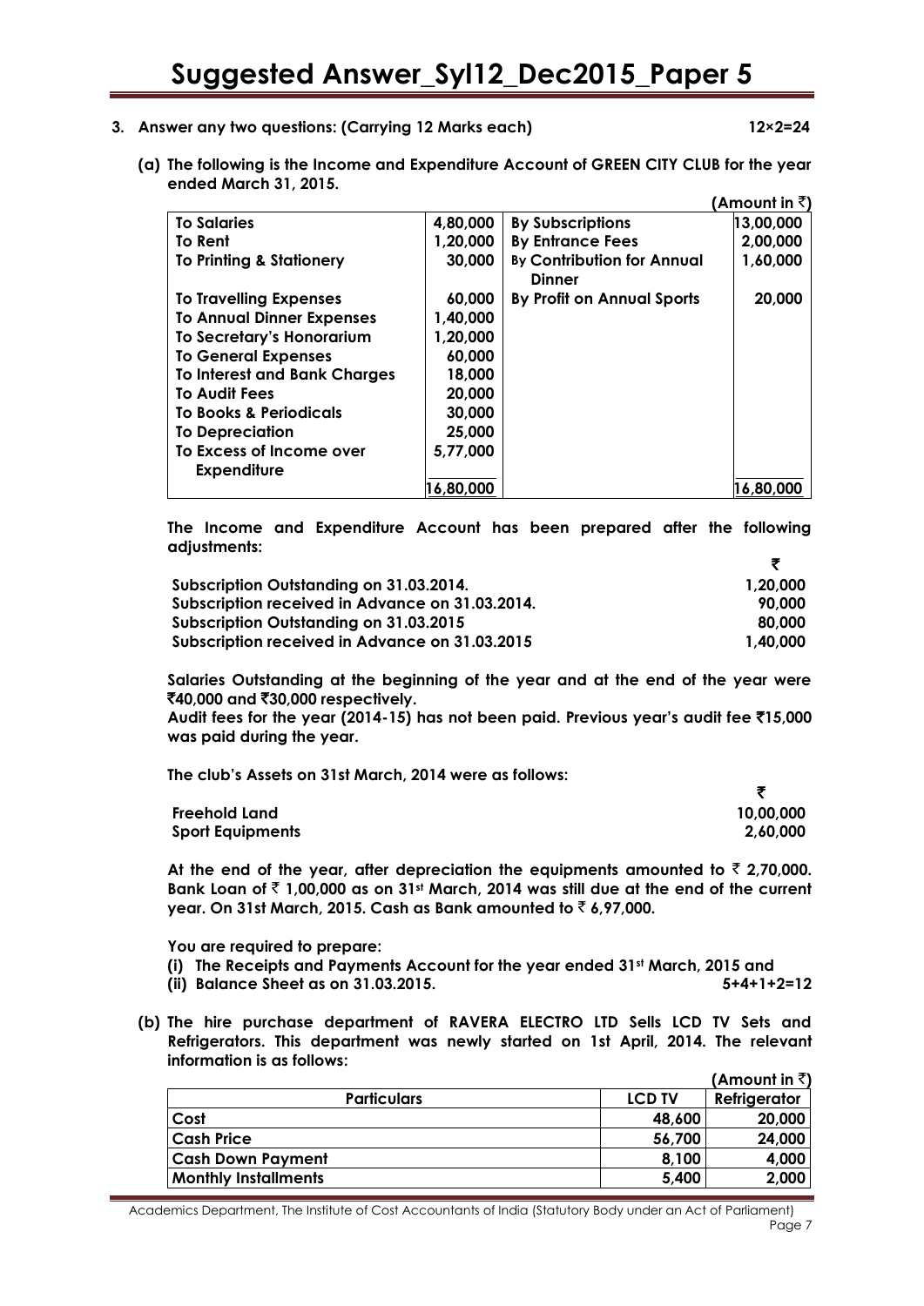**3. Answer any two questions: (Carrying 12 Marks each) 12×2=24**

**(a) The following is the Income and Expenditure Account of GREEN CITY CLUB for the year ended March 31, 2015.**

**(Amount in ₹)**

| | | | |
|---|---|---|---|
| **To Salaries** | **4,80,000** | **By Subscriptions** | **13,00,000** |
| **To Rent** | **1,20,000** | **By Entrance Fees** | **2,00,000** |
| **To Printing & Stationery** | **30,000** | **By Contribution for Annual Dinner** | **1,60,000** |
| **To Travelling Expenses** | **60,000** | **By Profit on Annual Sports** | **20,000** |
| **To Annual Dinner Expenses** | **1,40,000** | | |
| **To Secretary's Honorarium** | **1,20,000** | | |
| **To General Expenses** | **60,000** | | |
| **To Interest and Bank Charges** | **18,000** | | |
| **To Audit Fees** | **20,000** | | |
| **To Books & Periodicals** | **30,000** | | |
| **To Depreciation** | **25,000** | | |
| **To Excess of Income over Expenditure** | **5,77,000** | | |
| | **16,80,000** | | **16,80,000** |

**The Income and Expenditure Account has been prepared after the following adjustments:**

| | **₹** |
|---|---|
| **Subscription Outstanding on 31.03.2014.** | **1,20,000** |
| **Subscription received in Advance on 31.03.2014.** | **90,000** |
| **Subscription Outstanding on 31.03.2015** | **80,000** |
| **Subscription received in Advance on 31.03.2015** | **1,40,000** |

**Salaries Outstanding at the beginning of the year and at the end of the year were ₹40,000 and ₹30,000 respectively.**

**Audit fees for the year (2014-15) has not been paid. Previous year's audit fee ₹15,000 was paid during the year.**

**The club's Assets on 31st March, 2014 were as follows:**

| | **₹** |
|---|---|
| **Freehold Land** | **10,00,000** |
| **Sport Equipments** | **2,60,000** |

**At the end of the year, after depreciation the equipments amounted to ₹ 2,70,000. Bank Loan of ₹ 1,00,000 as on 31st March, 2014 was still due at the end of the current year. On 31st March, 2015. Cash as Bank amounted to ₹ 6,97,000.**

**You are required to prepare:**

**(i) The Receipts and Payments Account for the year ended 31st March, 2015 and**

**(ii) Balance Sheet as on 31.03.2015. 5+4+1+2=12**

**(b) The hire purchase department of RAVERA ELECTRO LTD Sells LCD TV Sets and Refrigerators. This department was newly started on 1st April, 2014. The relevant information is as follows:**

**(Amount in ₹)**

| **Particulars** | **LCD TV** | **Refrigerator** |
|---|---|---|
| Cost | **48,600** | **20,000** |
| Cash Price | **56,700** | **24,000** |
| Cash Down Payment | **8,100** | **4,000** |
| Monthly Installments | **5,400** | **2,000** |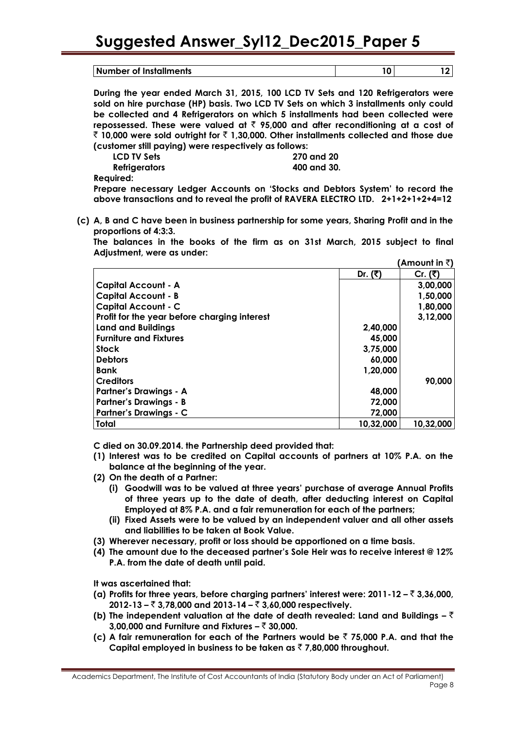| Number of Installments | 10 | 12 |
|---|---|---|

**During the year ended March 31, 2015, 100 LCD TV Sets and 120 Refrigerators were sold on hire purchase (HP) basis. Two LCD TV Sets on which 3 installments only could be collected and 4 Refrigerators on which 5 installments had been collected were repossessed. These were valued at ₹ 95,000 and after reconditioning at a cost of ₹ 10,000 were sold outright for ₹ 1,30,000. Other installments collected and those due (customer still paying) were respectively as follows:**

| | |
|---|---|
| **LCD TV Sets** | **270 and 20** |
| **Refrigerators** | **400 and 30.** |

**Required:**

**Prepare necessary Ledger Accounts on 'Stocks and Debtors System' to record the above transactions and to reveal the profit of RAVERA ELECTRO LTD. 2+1+2+1+2+4=12**

**(c) A, B and C have been in business partnership for some years, Sharing Profit and in the proportions of 4:3:3.**

**The balances in the books of the firm as on 31st March, 2015 subject to final Adjustment, were as under:**

**(Amount in ₹)**

| | Dr. (₹) | Cr. (₹) |
|---|---|---|
| **Capital Account - A** | | **3,00,000** |
| **Capital Account - B** | | **1,50,000** |
| **Capital Account - C** | | **1,80,000** |
| **Profit for the year before charging interest** | | **3,12,000** |
| **Land and Buildings** | **2,40,000** | |
| **Furniture and Fixtures** | **45,000** | |
| **Stock** | **3,75,000** | |
| **Debtors** | **60,000** | |
| **Bank** | **1,20,000** | |
| **Creditors** | | **90,000** |
| **Partner's Drawings - A** | **48,000** | |
| **Partner's Drawings - B** | **72,000** | |
| **Partner's Drawings - C** | **72,000** | |
| **Total** | **10,32,000** | **10,32,000** |

**C died on 30.09.2014. the Partnership deed provided that:**

**(1) Interest was to be credited on Capital accounts of partners at 10% P.A. on the balance at the beginning of the year.**

**(2) On the death of a Partner:**

**(i) Goodwill was to be valued at three years' purchase of average Annual Profits of three years up to the date of death, after deducting interest on Capital Employed at 8% P.A. and a fair remuneration for each of the partners;**

**(ii) Fixed Assets were to be valued by an independent valuer and all other assets and liabilities to be taken at Book Value.**

**(3) Wherever necessary, profit or loss should be apportioned on a time basis.**

**(4) The amount due to the deceased partner's Sole Heir was to receive interest @ 12% P.A. from the date of death until paid.**

**It was ascertained that:**

**(a) Profits for three years, before charging partners' interest were: 2011-12 – ₹ 3,36,000, 2012-13 – ₹ 3,78,000 and 2013-14 – ₹ 3,60,000 respectively.**

**(b) The independent valuation at the date of death revealed: Land and Buildings – ₹ 3,00,000 and Furniture and Fixtures – ₹ 30,000.**

**(c) A fair remuneration for each of the Partners would be ₹ 75,000 P.A. and that the Capital employed in business to be taken as ₹ 7,80,000 throughout.**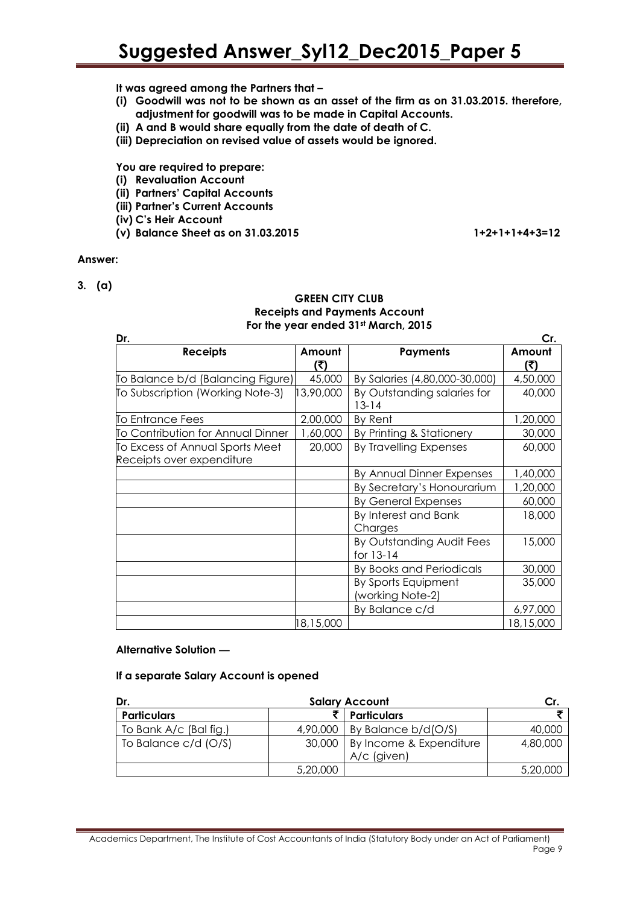**It was agreed among the Partners that –**

**(i) Goodwill was not to be shown as an asset of the firm as on 31.03.2015. therefore, adjustment for goodwill was to be made in Capital Accounts.**

**(ii) A and B would share equally from the date of death of C.**

**(iii) Depreciation on revised value of assets would be ignored.**

**You are required to prepare:**

**(i) Revaluation Account**

**(ii) Partners' Capital Accounts**

**(iii) Partner's Current Accounts**

**(iv) C's Heir Account**

**(v) Balance Sheet as on 31.03.2015** **1+2+1+1+4+3=12**

**Answer:**

**3. (a)**

**GREEN CITY CLUB**
**Receipts and Payments Account**
**For the year ended 31st March, 2015**

Dr. Cr.

| Receipts | Amount (₹) | Payments | Amount (₹) |
|---|---|---|---|
| To Balance b/d (Balancing Figure) | 45,000 | By Salaries (4,80,000-30,000) | 4,50,000 |
| To Subscription (Working Note-3) | 13,90,000 | By Outstanding salaries for 13-14 | 40,000 |
| To Entrance Fees | 2,00,000 | By Rent | 1,20,000 |
| To Contribution for Annual Dinner | 1,60,000 | By Printing & Stationery | 30,000 |
| To Excess of Annual Sports Meet Receipts over expenditure | 20,000 | By Travelling Expenses | 60,000 |
| | | By Annual Dinner Expenses | 1,40,000 |
| | | By Secretary's Honourarium | 1,20,000 |
| | | By General Expenses | 60,000 |
| | | By Interest and Bank Charges | 18,000 |
| | | By Outstanding Audit Fees for 13-14 | 15,000 |
| | | By Books and Periodicals | 30,000 |
| | | By Sports Equipment (working Note-2) | 35,000 |
| | | By Balance c/d | 6,97,000 |
| | 18,15,000 | | 18,15,000 |

**Alternative Solution —**

**If a separate Salary Account is opened**

**Salary Account**

Dr. Cr.

| Particulars | ₹ | Particulars | ₹ |
|---|---|---|---|
| To Bank A/c (Bal fig.) | 4,90,000 | By Balance b/d(O/S) | 40,000 |
| To Balance c/d (O/S) | 30,000 | By Income & Expenditure A/c (given) | 4,80,000 |
| | 5,20,000 | | 5,20,000 |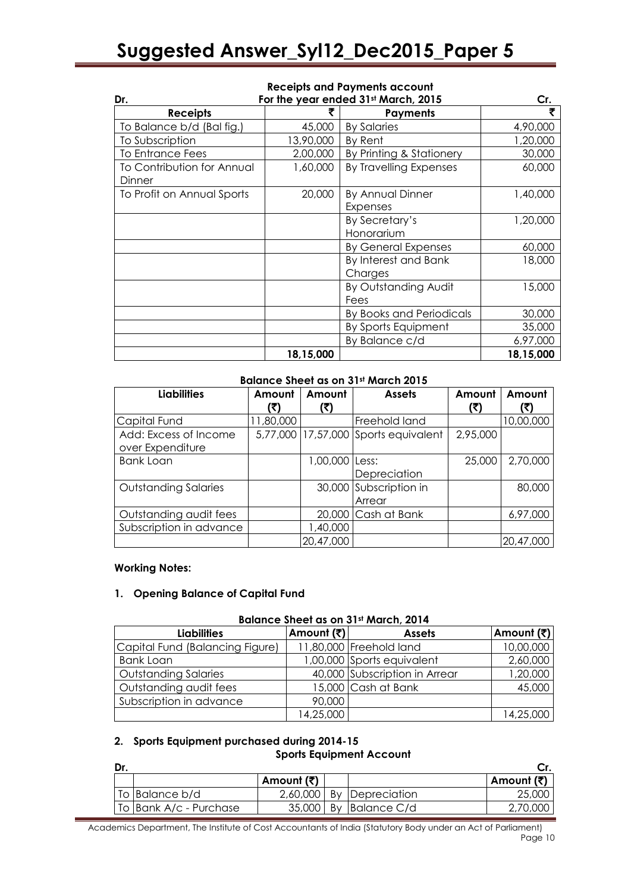**Receipts and Payments account**
**For the year ended 31st March, 2015**

| Dr. Receipts | ₹ | Payments | Cr. ₹ |
|---|---|---|---|
| To Balance b/d (Bal fig.) | 45,000 | By Salaries | 4,90,000 |
| To Subscription | 13,90,000 | By Rent | 1,20,000 |
| To Entrance Fees | 2,00,000 | By Printing & Stationery | 30,000 |
| To Contribution for Annual Dinner | 1,60,000 | By Travelling Expenses | 60,000 |
| To Profit on Annual Sports | 20,000 | By Annual Dinner Expenses | 1,40,000 |
| | | By Secretary's Honorarium | 1,20,000 |
| | | By General Expenses | 60,000 |
| | | By Interest and Bank Charges | 18,000 |
| | | By Outstanding Audit Fees | 15,000 |
| | | By Books and Periodicals | 30,000 |
| | | By Sports Equipment | 35,000 |
| | | By Balance c/d | 6,97,000 |
| | 18,15,000 | | 18,15,000 |

**Balance Sheet as on 31st March 2015**

| Liabilities | Amount (₹) | Amount (₹) | Assets | Amount (₹) | Amount (₹) |
|---|---|---|---|---|---|
| Capital Fund | 11,80,000 | | Freehold land | | 10,00,000 |
| Add: Excess of Income over Expenditure | 5,77,000 | 17,57,000 | Sports equivalent | 2,95,000 | |
| Bank Loan | | 1,00,000 | Less: Depreciation | 25,000 | 2,70,000 |
| Outstanding Salaries | | 30,000 | Subscription in Arrear | | 80,000 |
| Outstanding audit fees | | 20,000 | Cash at Bank | | 6,97,000 |
| Subscription in advance | | 1,40,000 | | | |
| | | 20,47,000 | | | 20,47,000 |

**Working Notes:**

**1. Opening Balance of Capital Fund**

**Balance Sheet as on 31st March, 2014**

| Liabilities | Amount (₹) | Assets | Amount (₹) |
|---|---|---|---|
| Capital Fund (Balancing Figure) | 11,80,000 | Freehold land | 10,00,000 |
| Bank Loan | 1,00,000 | Sports equivalent | 2,60,000 |
| Outstanding Salaries | 40,000 | Subscription in Arrear | 1,20,000 |
| Outstanding audit fees | 15,000 | Cash at Bank | 45,000 |
| Subscription in advance | 90,000 | | |
| | 14,25,000 | | 14,25,000 |

**2. Sports Equipment purchased during 2014-15**

**Sports Equipment Account**

| Dr. | | Amount (₹) | | | Cr. Amount (₹) |
|---|---|---|---|---|---|
| To | Balance b/d | 2,60,000 | By | Depreciation | 25,000 |
| To | Bank A/c - Purchase | 35,000 | By | Balance C/d | 2,70,000 |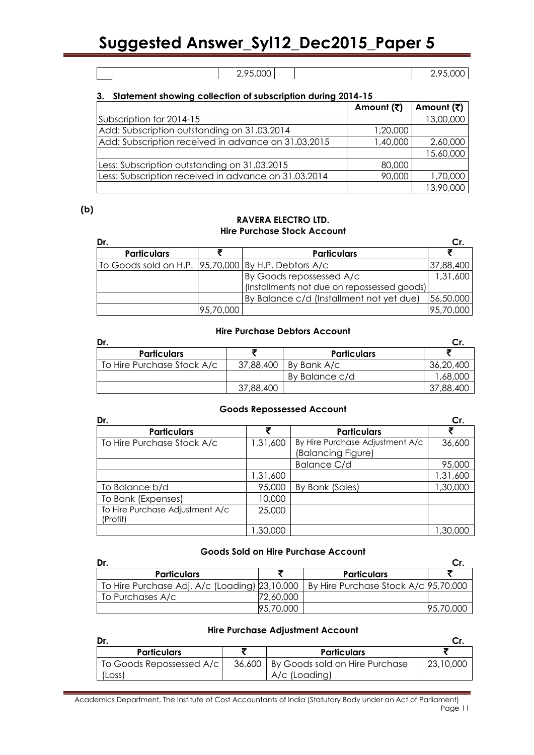| | | 2,95,000 | | | 2,95,000 |
|---|---|---|---|---|---|

### 3. Statement showing collection of subscription during 2014-15

| | Amount (₹) | Amount (₹) |
|---|---|---|
| Subscription for 2014-15 | | 13,00,000 |
| Add: Subscription outstanding on 31.03.2014 | 1,20,000 | |
| Add: Subscription received in advance on 31.03.2015 | 1,40,000 | 2,60,000 |
| | | 15,60,000 |
| Less: Subscription outstanding on 31.03.2015 | 80,000 | |
| Less: Subscription received in advance on 31.03.2014 | 90,000 | 1,70,000 |
| | | 13,90,000 |

**(b)**

**RAVERA ELECTRO LTD.**

**Hire Purchase Stock Account**

Dr. Cr.

| Particulars | ₹ | Particulars | ₹ |
|---|---|---|---|
| To Goods sold on H.P. | 95,70,000 | By H.P. Debtors A/c | 37,88,400 |
| | | By Goods repossessed A/c (Installments not due on repossessed goods) | 1,31,600 |
| | | By Balance c/d (Installment not yet due) | 56,50,000 |
| | 95,70,000 | | 95,70,000 |

**Hire Purchase Debtors Account**

Dr. Cr.

| Particulars | ₹ | Particulars | ₹ |
|---|---|---|---|
| To Hire Purchase Stock A/c | 37,88,400 | By Bank A/c | 36,20,400 |
| | | By Balance c/d | 1,68,000 |
| | 37,88,400 | | 37,88,400 |

**Goods Repossessed Account**

Dr. Cr.

| Particulars | ₹ | Particulars | ₹ |
|---|---|---|---|
| To Hire Purchase Stock A/c | 1,31,600 | By Hire Purchase Adjustment A/c (Balancing Figure) | 36,600 |
| | | Balance C/d | 95,000 |
| | 1,31,600 | | 1,31,600 |
| To Balance b/d | 95,000 | By Bank (Sales) | 1,30,000 |
| To Bank (Expenses) | 10,000 | | |
| To Hire Purchase Adjustment A/c (Profit) | 25,000 | | |
| | 1,30,000 | | 1,30,000 |

**Goods Sold on Hire Purchase Account**

Dr. Cr.

| Particulars | ₹ | Particulars | ₹ |
|---|---|---|---|
| To Hire Purchase Adj. A/c (Loading) | 23,10,000 | By Hire Purchase Stock A/c | 95,70,000 |
| To Purchases A/c | 72,60,000 | | |
| | 95,70,000 | | 95,70,000 |

**Hire Purchase Adjustment Account**

Dr. Cr.

| Particulars | ₹ | Particulars | ₹ |
|---|---|---|---|
| To Goods Repossessed A/c (Loss) | 36,600 | By Goods sold on Hire Purchase A/c (Loading) | 23,10,000 |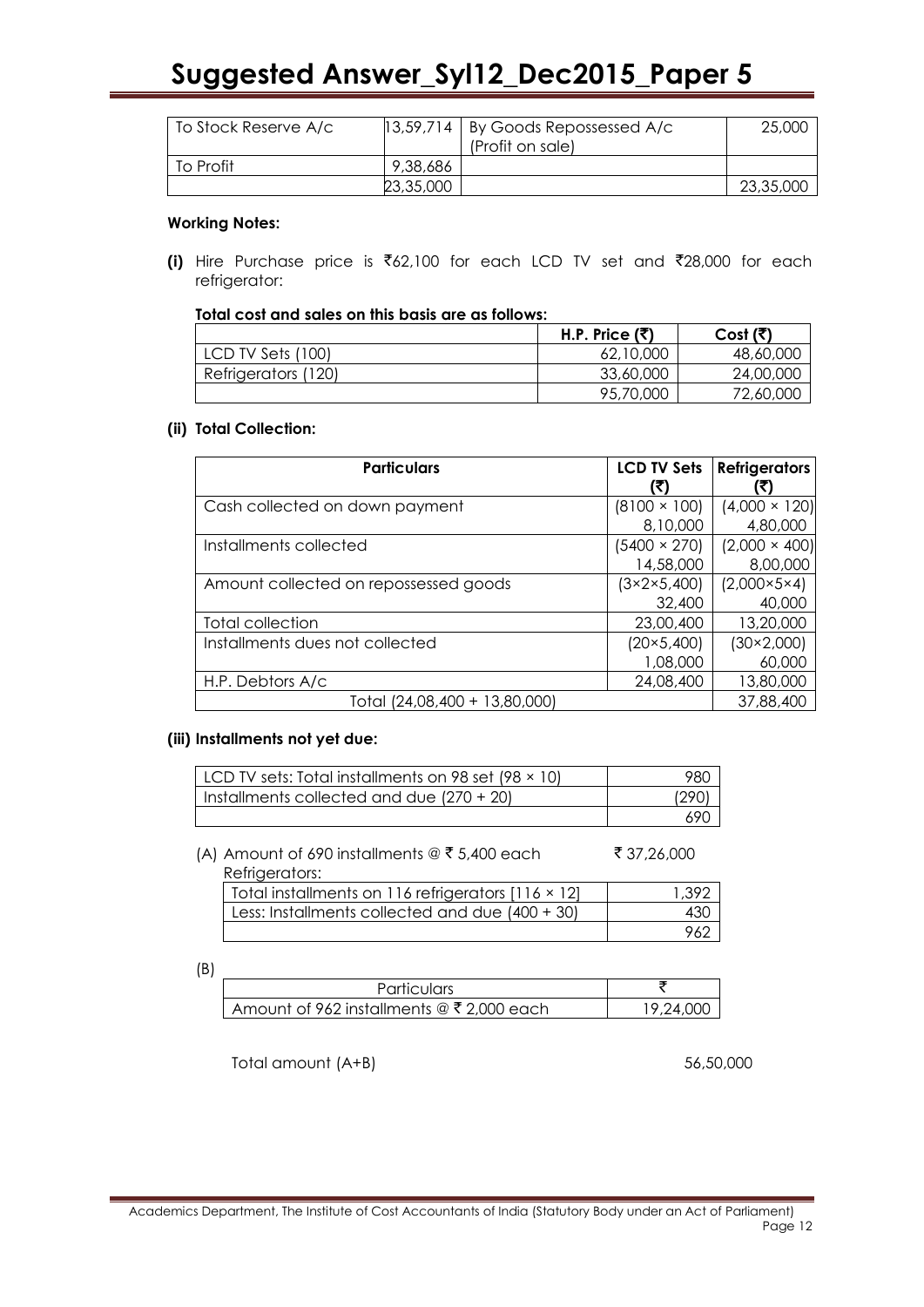| | | | |
|---|---|---|---|
| To Stock Reserve A/c | 13,59,714 | By Goods Repossessed A/c (Profit on sale) | 25,000 |
| To Profit | 9,38,686 | | |
| | 23,35,000 | | 23,35,000 |

**Working Notes:**

**(i)** Hire Purchase price is ₹62,100 for each LCD TV set and ₹28,000 for each refrigerator:

**Total cost and sales on this basis are as follows:**

| | H.P. Price (₹) | Cost (₹) |
|---|---|---|
| LCD TV Sets (100) | 62,10,000 | 48,60,000 |
| Refrigerators (120) | 33,60,000 | 24,00,000 |
| | 95,70,000 | 72,60,000 |

**(ii) Total Collection:**

| Particulars | LCD TV Sets (₹) | Refrigerators (₹) |
|---|---|---|
| Cash collected on down payment | (8100 × 100) 8,10,000 | (4,000 × 120) 4,80,000 |
| Installments collected | (5400 × 270) 14,58,000 | (2,000 × 400) 8,00,000 |
| Amount collected on repossessed goods | (3×2×5,400) 32,400 | (2,000×5×4) 40,000 |
| Total collection | 23,00,400 | 13,20,000 |
| Installments dues not collected | (20×5,400) 1,08,000 | (30×2,000) 60,000 |
| H.P. Debtors A/c | 24,08,400 | 13,80,000 |
| Total (24,08,400 + 13,80,000) | | 37,88,400 |

**(iii) Installments not yet due:**

| | |
|---|---|
| LCD TV sets: Total installments on 98 set (98 × 10) | 980 |
| Installments collected and due (270 + 20) | (290) |
| | 690 |

(A) Amount of 690 installments @ ₹ 5,400 each ₹ 37,26,000

Refrigerators:

| | |
|---|---|
| Total installments on 116 refrigerators [116 × 12] | 1,392 |
| Less: Installments collected and due (400 + 30) | 430 |
| | 962 |

(B)

| Particulars | ₹ |
|---|---|
| Amount of 962 installments @ ₹ 2,000 each | 19,24,000 |

Total amount (A+B) 56,50,000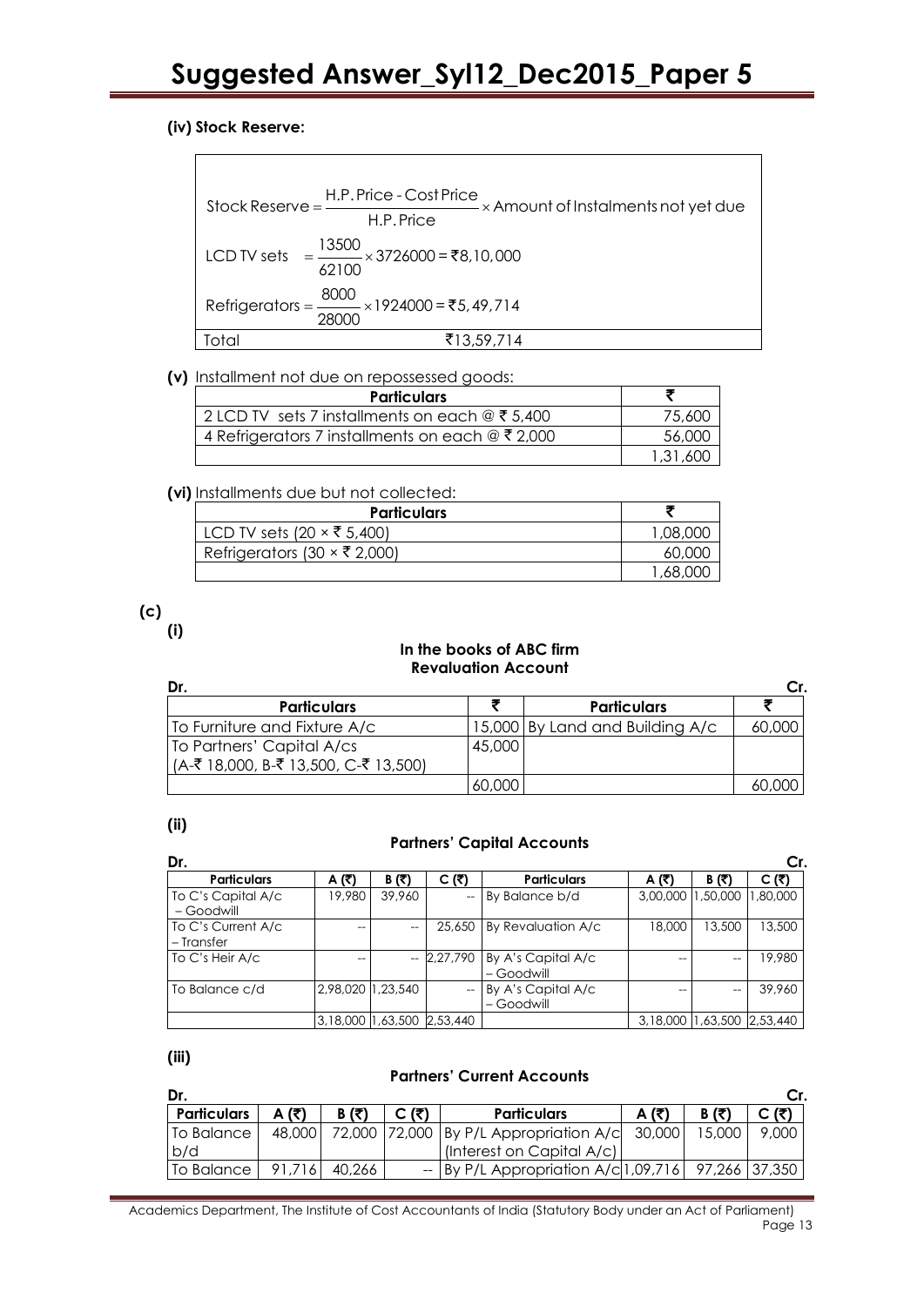**(iv) Stock Reserve:**

$$\text{Stock Reserve} = \frac{\text{H.P. Price - Cost Price}}{\text{H.P. Price}} \times \text{Amount of Instalments not yet due}$$

$$\text{LCD TV sets} = \frac{13500}{62100} \times 3726000 = ₹8,10,000$$

$$\text{Refrigerators} = \frac{8000}{28000} \times 1924000 = ₹5,49,714$$

| Total | ₹13,59,714 |
|---|---|

**(v)** Installment not due on repossessed goods:

| Particulars | ₹ |
|---|---|
| 2 LCD TV sets 7 installments on each @ ₹ 5,400 | 75,600 |
| 4 Refrigerators 7 installments on each @ ₹ 2,000 | 56,000 |
| | 1,31,600 |

**(vi)** Installments due but not collected:

| Particulars | ₹ |
|---|---|
| LCD TV sets (20 × ₹ 5,400) | 1,08,000 |
| Refrigerators (30 × ₹ 2,000) | 60,000 |
| | 1,68,000 |

**(c)**

**(i)**

**In the books of ABC firm**
**Revaluation Account**

**Dr.** **Cr.**

| Particulars | ₹ | Particulars | ₹ |
|---|---|---|---|
| To Furniture and Fixture A/c | 15,000 | By Land and Building A/c | 60,000 |
| To Partners' Capital A/cs (A-₹ 18,000, B-₹ 13,500, C-₹ 13,500) | 45,000 | | |
| | 60,000 | | 60,000 |

**(ii)**

**Partners' Capital Accounts**

**Dr.** **Cr.**

| Particulars | A (₹) | B (₹) | C (₹) | Particulars | A (₹) | B (₹) | C (₹) |
|---|---|---|---|---|---|---|---|
| To C's Capital A/c – Goodwill | 19,980 | 39,960 | -- | By Balance b/d | 3,00,000 | 1,50,000 | 1,80,000 |
| To C's Current A/c – Transfer | -- | -- | 25,650 | By Revaluation A/c | 18,000 | 13,500 | 13,500 |
| To C's Heir A/c | -- | -- | 2,27,790 | By A's Capital A/c – Goodwill | -- | -- | 19,980 |
| To Balance c/d | 2,98,020 | 1,23,540 | -- | By A's Capital A/c – Goodwill | -- | -- | 39,960 |
| | 3,18,000 | 1,63,500 | 2,53,440 | | 3,18,000 | 1,63,500 | 2,53,440 |

**(iii)**

**Partners' Current Accounts**

**Dr.** **Cr.**

| Particulars | A (₹) | B (₹) | C (₹) | Particulars | A (₹) | B (₹) | C (₹) |
|---|---|---|---|---|---|---|---|
| To Balance b/d | 48,000 | 72,000 | 72,000 | By P/L Appropriation A/c (Interest on Capital A/c) | 30,000 | 15,000 | 9,000 |
| To Balance | 91,716 | 40,266 | -- | By P/L Appropriation A/c | 1,09,716 | 97,266 | 37,350 |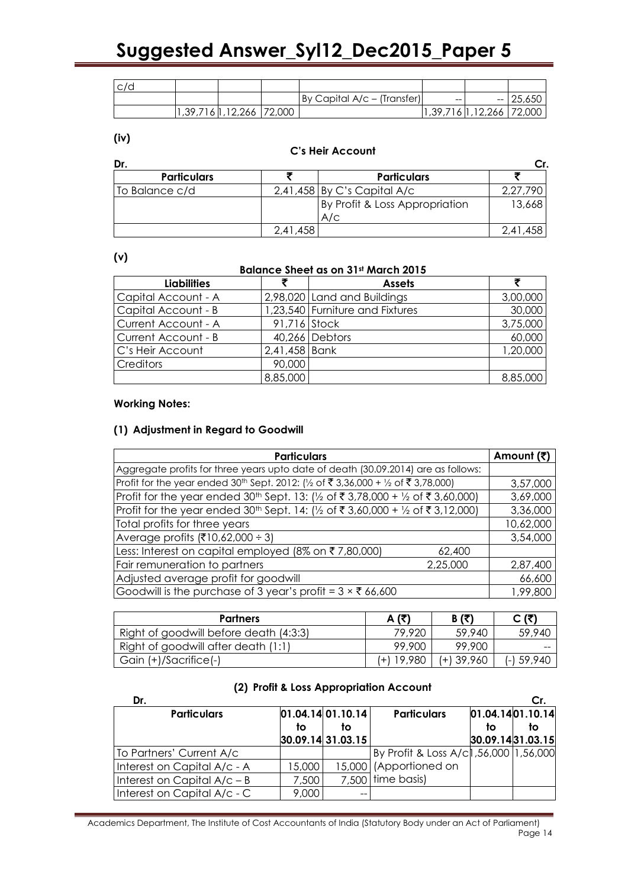| c/d | | | | | | | |
|---|---|---|---|---|---|---|---|
| | | | | By Capital A/c – (Transfer) | -- | -- | 25,650 |
| | 1,39,716 | 1,12,266 | 72,000 | | 1,39,716 | 1,12,266 | 72,000 |

**(iv)**

**C's Heir Account**

**Dr.** **Cr.**

| Particulars | ₹ | Particulars | ₹ |
|---|---|---|---|
| To Balance c/d | 2,41,458 | By C's Capital A/c | 2,27,790 |
| | | By Profit & Loss Appropriation A/c | 13,668 |
| | 2,41,458 | | 2,41,458 |

**(v)**

**Balance Sheet as on 31st March 2015**

| Liabilities | ₹ | Assets | ₹ |
|---|---|---|---|
| Capital Account - A | 2,98,020 | Land and Buildings | 3,00,000 |
| Capital Account - B | 1,23,540 | Furniture and Fixtures | 30,000 |
| Current Account - A | 91,716 | Stock | 3,75,000 |
| Current Account - B | 40,266 | Debtors | 60,000 |
| C's Heir Account | 2,41,458 | Bank | 1,20,000 |
| Creditors | 90,000 | | |
| | 8,85,000 | | 8,85,000 |

**Working Notes:**

**(1) Adjustment in Regard to Goodwill**

| Particulars | | Amount (₹) |
|---|---|---|
| Aggregate profits for three years upto date of death (30.09.2014) are as follows: | | |
| Profit for the year ended 30th Sept. 2012: (½ of ₹ 3,36,000 + ½ of ₹ 3,78,000) | | 3,57,000 |
| Profit for the year ended 30th Sept. 13: (½ of ₹ 3,78,000 + ½ of ₹ 3,60,000) | | 3,69,000 |
| Profit for the year ended 30th Sept. 14: (½ of ₹ 3,60,000 + ½ of ₹ 3,12,000) | | 3,36,000 |
| Total profits for three years | | 10,62,000 |
| Average profits (₹10,62,000 ÷ 3) | | 3,54,000 |
| Less: Interest on capital employed (8% on ₹ 7,80,000) | 62,400 | |
| Fair remuneration to partners | 2,25,000 | 2,87,400 |
| Adjusted average profit for goodwill | | 66,600 |
| Goodwill is the purchase of 3 year's profit = 3 × ₹ 66,600 | | 1,99,800 |

| Partners | A (₹) | B (₹) | C (₹) |
|---|---|---|---|
| Right of goodwill before death (4:3:3) | 79,920 | 59,940 | 59,940 |
| Right of goodwill after death (1:1) | 99,900 | 99,900 | -- |
| Gain (+)/Sacrifice(-) | (+) 19,980 | (+) 39,960 | (-) 59,940 |

**(2) Profit & Loss Appropriation Account**

**Dr.** **Cr.**

| Particulars | 01.04.14 to 30.09.14 | 01.10.14 to 31.03.15 | Particulars | 01.04.14 to 30.09.14 | 01.10.14 to 31.03.15 |
|---|---|---|---|---|---|
| To Partners' Current A/c | | | By Profit & Loss A/c (Apportioned on time basis) | 1,56,000 | 1,56,000 |
| Interest on Capital A/c - A | 15,000 | 15,000 | | | |
| Interest on Capital A/c – B | 7,500 | 7,500 | | | |
| Interest on Capital A/c - C | 9,000 | -- | | | |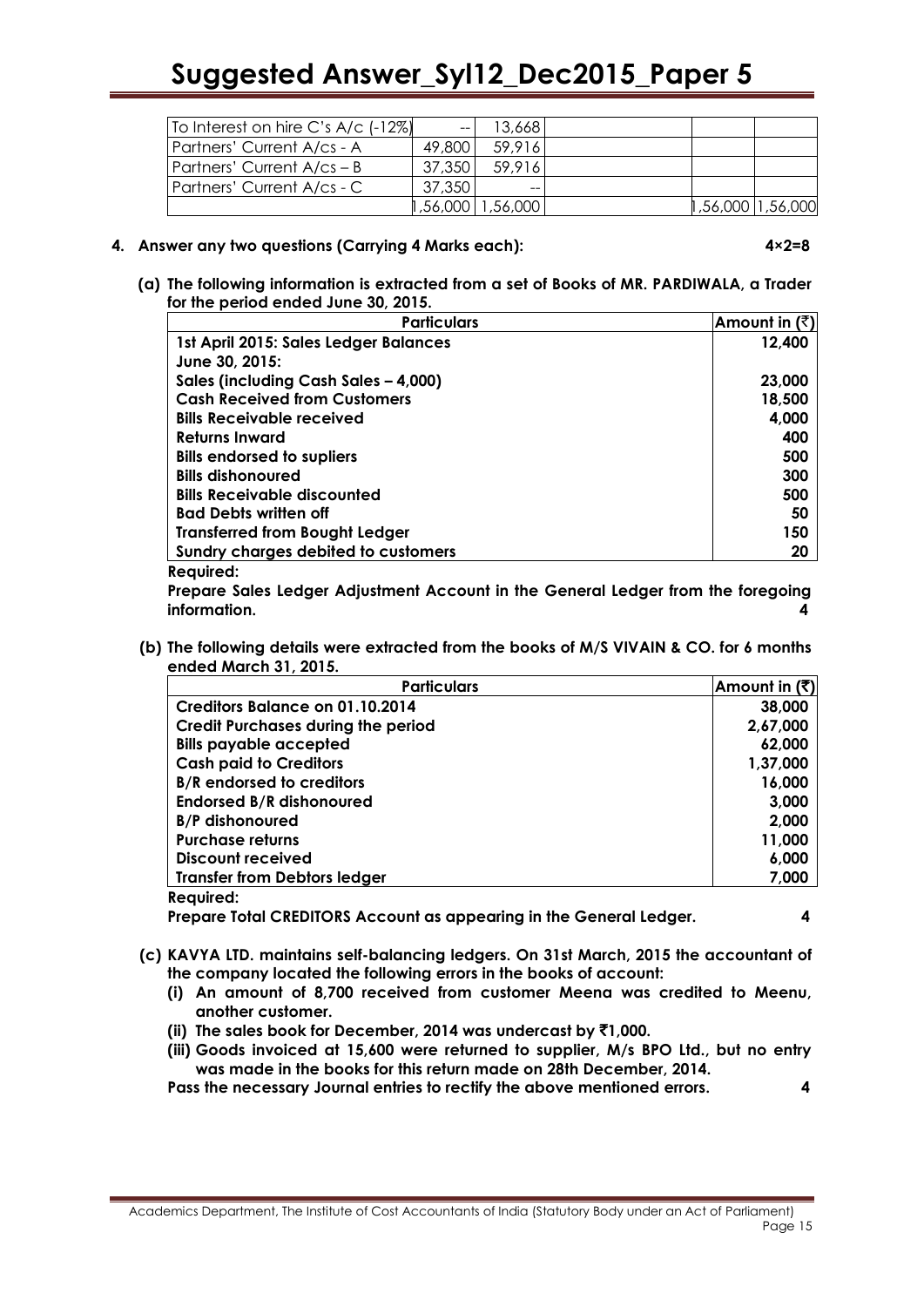| To Interest on hire C's A/c (-12%) | -- | 13,668 | | | |
|---|---|---|---|---|---|
| Partners' Current A/cs - A | 49,800 | 59,916 | | | |
| Partners' Current A/cs – B | 37,350 | 59,916 | | | |
| Partners' Current A/cs - C | 37,350 | -- | | | |
| | 1,56,000 | 1,56,000 | | 1,56,000 | 1,56,000 |

**4. Answer any two questions (Carrying 4 Marks each): 4×2=8**

**(a) The following information is extracted from a set of Books of MR. PARDIWALA, a Trader for the period ended June 30, 2015.**

| Particulars | Amount in (₹) |
|---|---|
| **1st April 2015: Sales Ledger Balances** | **12,400** |
| **June 30, 2015:** | |
| **Sales (including Cash Sales – 4,000)** | **23,000** |
| **Cash Received from Customers** | **18,500** |
| **Bills Receivable received** | **4,000** |
| **Returns Inward** | **400** |
| **Bills endorsed to supliers** | **500** |
| **Bills dishonoured** | **300** |
| **Bills Receivable discounted** | **500** |
| **Bad Debts written off** | **50** |
| **Transferred from Bought Ledger** | **150** |
| **Sundry charges debited to customers** | **20** |

**Required:**

**Prepare Sales Ledger Adjustment Account in the General Ledger from the foregoing information. 4**

**(b) The following details were extracted from the books of M/S VIVAIN & CO. for 6 months ended March 31, 2015.**

| Particulars | Amount in (₹) |
|---|---|
| **Creditors Balance on 01.10.2014** | **38,000** |
| **Credit Purchases during the period** | **2,67,000** |
| **Bills payable accepted** | **62,000** |
| **Cash paid to Creditors** | **1,37,000** |
| **B/R endorsed to creditors** | **16,000** |
| **Endorsed B/R dishonoured** | **3,000** |
| **B/P dishonoured** | **2,000** |
| **Purchase returns** | **11,000** |
| **Discount received** | **6,000** |
| **Transfer from Debtors ledger** | **7,000** |

**Required:**

**Prepare Total CREDITORS Account as appearing in the General Ledger. 4**

**(c) KAVYA LTD. maintains self-balancing ledgers. On 31st March, 2015 the accountant of the company located the following errors in the books of account:**

**(i) An amount of 8,700 received from customer Meena was credited to Meenu, another customer.**

**(ii) The sales book for December, 2014 was undercast by ₹1,000.**

**(iii) Goods invoiced at 15,600 were returned to supplier, M/s BPO Ltd., but no entry was made in the books for this return made on 28th December, 2014.**

**Pass the necessary Journal entries to rectify the above mentioned errors. 4**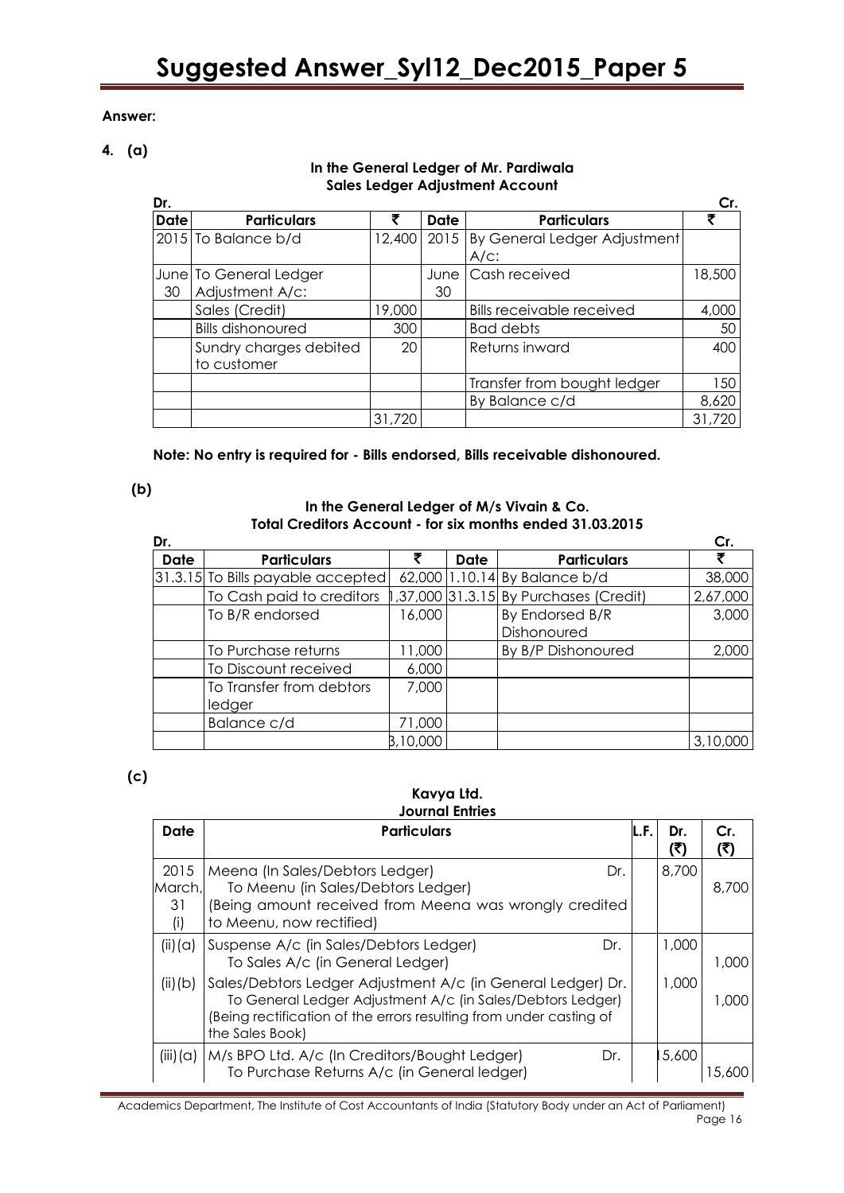**Answer:**

**4. (a)**

**In the General Ledger of Mr. Pardiwala**
**Sales Ledger Adjustment Account**

| Dr. | | | | | Cr. |
|---|---|---|---|---|---|
| **Date** | **Particulars** | **₹** | **Date** | **Particulars** | **₹** |
| 2015 | To Balance b/d | 12,400 | 2015 | By General Ledger Adjustment A/c: | |
| June 30 | To General Ledger Adjustment A/c: | | June 30 | Cash received | 18,500 |
| | Sales (Credit) | 19,000 | | Bills receivable received | 4,000 |
| | Bills dishonoured | 300 | | Bad debts | 50 |
| | Sundry charges debited to customer | 20 | | Returns inward | 400 |
| | | | | Transfer from bought ledger | 150 |
| | | | | By Balance c/d | 8,620 |
| | | 31,720 | | | 31,720 |

**Note: No entry is required for - Bills endorsed, Bills receivable dishonoured.**

**(b)**

**In the General Ledger of M/s Vivain & Co.**
**Total Creditors Account - for six months ended 31.03.2015**

| Dr. | | | | | Cr. |
|---|---|---|---|---|---|
| **Date** | **Particulars** | **₹** | **Date** | **Particulars** | **₹** |
| 31.3.15 | To Bills payable accepted | 62,000 | 1.10.14 | By Balance b/d | 38,000 |
| | To Cash paid to creditors | 1,37,000 | 31.3.15 | By Purchases (Credit) | 2,67,000 |
| | To B/R endorsed | 16,000 | | By Endorsed B/R Dishonoured | 3,000 |
| | To Purchase returns | 11,000 | | By B/P Dishonoured | 2,000 |
| | To Discount received | 6,000 | | | |
| | To Transfer from debtors ledger | 7,000 | | | |
| | Balance c/d | 71,000 | | | |
| | | 3,10,000 | | | 3,10,000 |

**(c)**

**Kavya Ltd.**
**Journal Entries**

| Date | Particulars | L.F. | Dr. (₹) | Cr. (₹) |
|---|---|---|---|---|
| 2015 March, 31 (i) | Meena (In Sales/Debtors Ledger) Dr.<br>To Meenu (in Sales/Debtors Ledger)<br>(Being amount received from Meena was wrongly credited to Meenu, now rectified) | | 8,700 | 8,700 |
| (ii)(a) | Suspense A/c (in Sales/Debtors Ledger) Dr.<br>To Sales A/c (in General Ledger) | | 1,000 | 1,000 |
| (ii)(b) | Sales/Debtors Ledger Adjustment A/c (in General Ledger) Dr.<br>To General Ledger Adjustment A/c (in Sales/Debtors Ledger)<br>(Being rectification of the errors resulting from under casting of the Sales Book) | | 1,000 | 1,000 |
| (iii)(a) | M/s BPO Ltd. A/c (In Creditors/Bought Ledger) Dr.<br>To Purchase Returns A/c (in General ledger) | | 15,600 | 15,600 |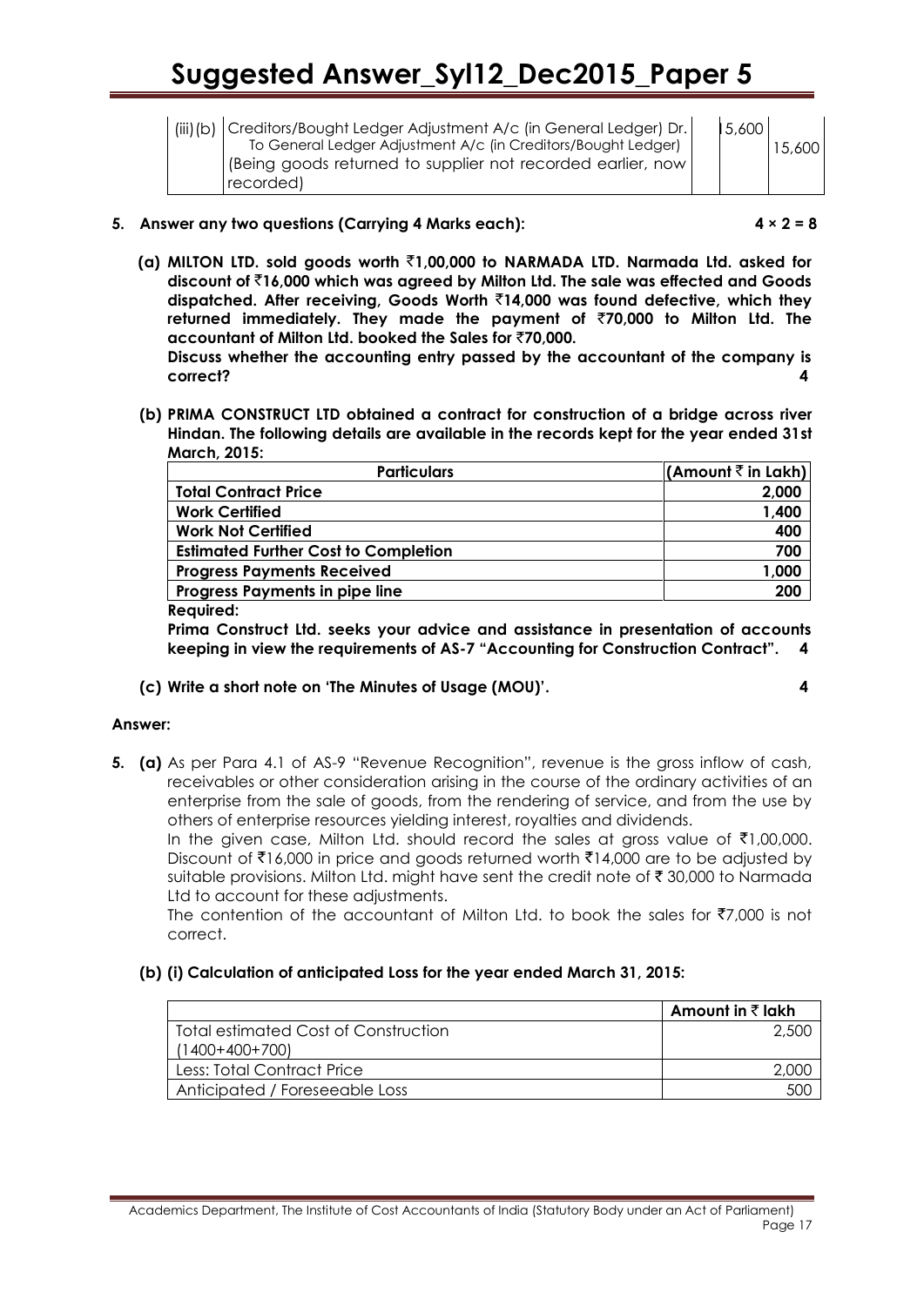| (iii)(b) | Creditors/Bought Ledger Adjustment A/c (in General Ledger) Dr. To General Ledger Adjustment A/c (in Creditors/Bought Ledger) (Being goods returned to supplier not recorded earlier, now recorded) | | 15,600 | 15,600 |
|---|---|---|---|---|

**5. Answer any two questions (Carrying 4 Marks each): 4 × 2 = 8**

**(a) MILTON LTD. sold goods worth ₹1,00,000 to NARMADA LTD. Narmada Ltd. asked for discount of ₹16,000 which was agreed by Milton Ltd. The sale was effected and Goods dispatched. After receiving, Goods Worth ₹14,000 was found defective, which they returned immediately. They made the payment of ₹70,000 to Milton Ltd. The accountant of Milton Ltd. booked the Sales for ₹70,000.**
**Discuss whether the accounting entry passed by the accountant of the company is correct? 4**

**(b) PRIMA CONSTRUCT LTD obtained a contract for construction of a bridge across river Hindan. The following details are available in the records kept for the year ended 31st March, 2015:**

| Particulars | (Amount ₹ in Lakh) |
|---|---|
| **Total Contract Price** | **2,000** |
| **Work Certified** | **1,400** |
| **Work Not Certified** | **400** |
| **Estimated Further Cost to Completion** | **700** |
| **Progress Payments Received** | **1,000** |
| **Progress Payments in pipe line** | **200** |

**Required:**

**Prima Construct Ltd. seeks your advice and assistance in presentation of accounts keeping in view the requirements of AS-7 "Accounting for Construction Contract". 4**

**(c) Write a short note on 'The Minutes of Usage (MOU)'. 4**

**Answer:**

**5. (a)** As per Para 4.1 of AS-9 "Revenue Recognition", revenue is the gross inflow of cash, receivables or other consideration arising in the course of the ordinary activities of an enterprise from the sale of goods, from the rendering of service, and from the use by others of enterprise resources yielding interest, royalties and dividends.

In the given case, Milton Ltd. should record the sales at gross value of ₹1,00,000. Discount of ₹16,000 in price and goods returned worth ₹14,000 are to be adjusted by suitable provisions. Milton Ltd. might have sent the credit note of ₹ 30,000 to Narmada Ltd to account for these adjustments.

The contention of the accountant of Milton Ltd. to book the sales for ₹7,000 is not correct.

**(b) (i) Calculation of anticipated Loss for the year ended March 31, 2015:**

| | Amount in ₹ lakh |
|---|---|
| Total estimated Cost of Construction (1400+400+700) | 2,500 |
| Less: Total Contract Price | 2,000 |
| Anticipated / Foreseeable Loss | 500 |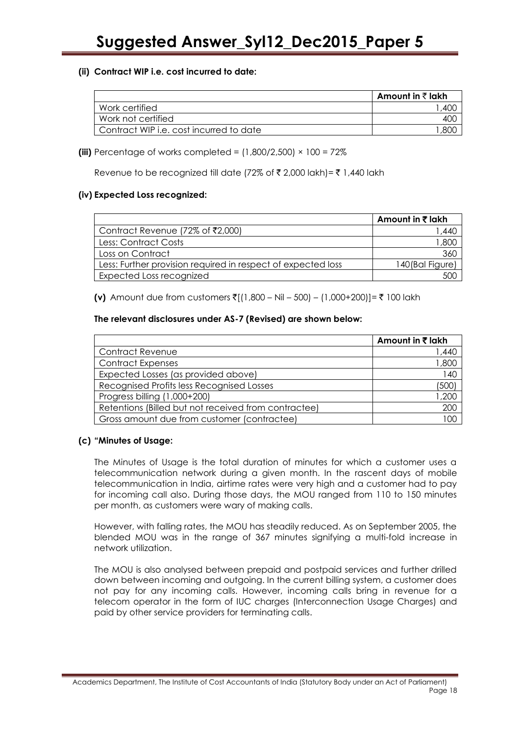**(ii) Contract WIP i.e. cost incurred to date:**

| | Amount in ₹ lakh |
|---|---|
| Work certified | 1,400 |
| Work not certified | 400 |
| Contract WIP i.e. cost incurred to date | 1,800 |

**(iii)** Percentage of works completed = (1,800/2,500) × 100 = 72%

Revenue to be recognized till date (72% of ₹ 2,000 lakh)= ₹ 1,440 lakh

**(iv) Expected Loss recognized:**

| | Amount in ₹ lakh |
|---|---|
| Contract Revenue (72% of ₹2,000) | 1,440 |
| Less: Contract Costs | 1,800 |
| Loss on Contract | 360 |
| Less: Further provision required in respect of expected loss | 140(Bal Figure) |
| Expected Loss recognized | 500 |

**(v)** Amount due from customers ₹[(1,800 – Nil – 500) – (1,000+200)]= ₹ 100 lakh

**The relevant disclosures under AS-7 (Revised) are shown below:**

| | Amount in ₹ lakh |
|---|---|
| Contract Revenue | 1,440 |
| Contract Expenses | 1,800 |
| Expected Losses (as provided above) | 140 |
| Recognised Profits less Recognised Losses | (500) |
| Progress billing (1,000+200) | 1,200 |
| Retentions (Billed but not received from contractee) | 200 |
| Gross amount due from customer (contractee) | 100 |

**(c) "Minutes of Usage:**

The Minutes of Usage is the total duration of minutes for which a customer uses a telecommunication network during a given month. In the rascent days of mobile telecommunication in India, airtime rates were very high and a customer had to pay for incoming call also. During those days, the MOU ranged from 110 to 150 minutes per month, as customers were wary of making calls.

However, with falling rates, the MOU has steadily reduced. As on September 2005, the blended MOU was in the range of 367 minutes signifying a multi-fold increase in network utilization.

The MOU is also analysed between prepaid and postpaid services and further drilled down between incoming and outgoing. In the current billing system, a customer does not pay for any incoming calls. However, incoming calls bring in revenue for a telecom operator in the form of IUC charges (Interconnection Usage Charges) and paid by other service providers for terminating calls.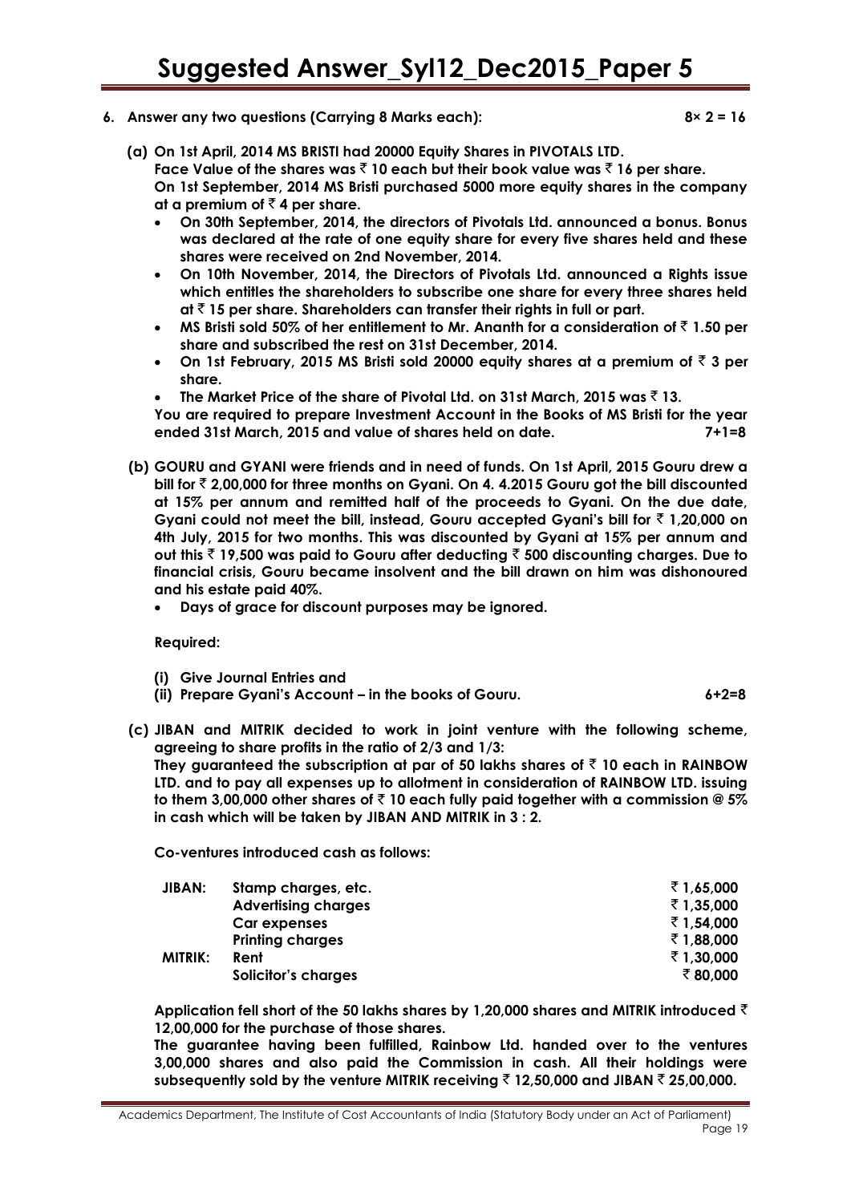**6. Answer any two questions (Carrying 8 Marks each): 8× 2 = 16**

**(a) On 1st April, 2014 MS BRISTI had 20000 Equity Shares in PIVOTALS LTD. Face Value of the shares was ₹ 10 each but their book value was ₹ 16 per share. On 1st September, 2014 MS Bristi purchased 5000 more equity shares in the company at a premium of ₹ 4 per share.**

- **On 30th September, 2014, the directors of Pivotals Ltd. announced a bonus. Bonus was declared at the rate of one equity share for every five shares held and these shares were received on 2nd November, 2014.**
- **On 10th November, 2014, the Directors of Pivotals Ltd. announced a Rights issue which entitles the shareholders to subscribe one share for every three shares held at ₹ 15 per share. Shareholders can transfer their rights in full or part.**
- **MS Bristi sold 50% of her entitlement to Mr. Ananth for a consideration of ₹ 1.50 per share and subscribed the rest on 31st December, 2014.**
- **On 1st February, 2015 MS Bristi sold 20000 equity shares at a premium of ₹ 3 per share.**
- **The Market Price of the share of Pivotal Ltd. on 31st March, 2015 was ₹ 13.**

**You are required to prepare Investment Account in the Books of MS Bristi for the year ended 31st March, 2015 and value of shares held on date. 7+1=8**

**(b) GOURU and GYANI were friends and in need of funds. On 1st April, 2015 Gouru drew a bill for ₹ 2,00,000 for three months on Gyani. On 4. 4.2015 Gouru got the bill discounted at 15% per annum and remitted half of the proceeds to Gyani. On the due date, Gyani could not meet the bill, instead, Gouru accepted Gyani's bill for ₹ 1,20,000 on 4th July, 2015 for two months. This was discounted by Gyani at 15% per annum and out this ₹ 19,500 was paid to Gouru after deducting ₹ 500 discounting charges. Due to financial crisis, Gouru became insolvent and the bill drawn on him was dishonoured and his estate paid 40%.**

- **Days of grace for discount purposes may be ignored.**

**Required:**

**(i) Give Journal Entries and**

**(ii) Prepare Gyani's Account – in the books of Gouru. 6+2=8**

**(c) JIBAN and MITRIK decided to work in joint venture with the following scheme, agreeing to share profits in the ratio of 2/3 and 1/3:**

**They guaranteed the subscription at par of 50 lakhs shares of ₹ 10 each in RAINBOW LTD. and to pay all expenses up to allotment in consideration of RAINBOW LTD. issuing to them 3,00,000 other shares of ₹ 10 each fully paid together with a commission @ 5% in cash which will be taken by JIBAN AND MITRIK in 3 : 2.**

**Co-ventures introduced cash as follows:**

| | | |
|---|---|---|
| **JIBAN:** | **Stamp charges, etc.** | **₹ 1,65,000** |
| | **Advertising charges** | **₹ 1,35,000** |
| | **Car expenses** | **₹ 1,54,000** |
| | **Printing charges** | **₹ 1,88,000** |
| **MITRIK:** | **Rent** | **₹ 1,30,000** |
| | **Solicitor's charges** | **₹ 80,000** |

**Application fell short of the 50 lakhs shares by 1,20,000 shares and MITRIK introduced ₹ 12,00,000 for the purchase of those shares.**

**The guarantee having been fulfilled, Rainbow Ltd. handed over to the ventures 3,00,000 shares and also paid the Commission in cash. All their holdings were subsequently sold by the venture MITRIK receiving ₹ 12,50,000 and JIBAN ₹ 25,00,000.**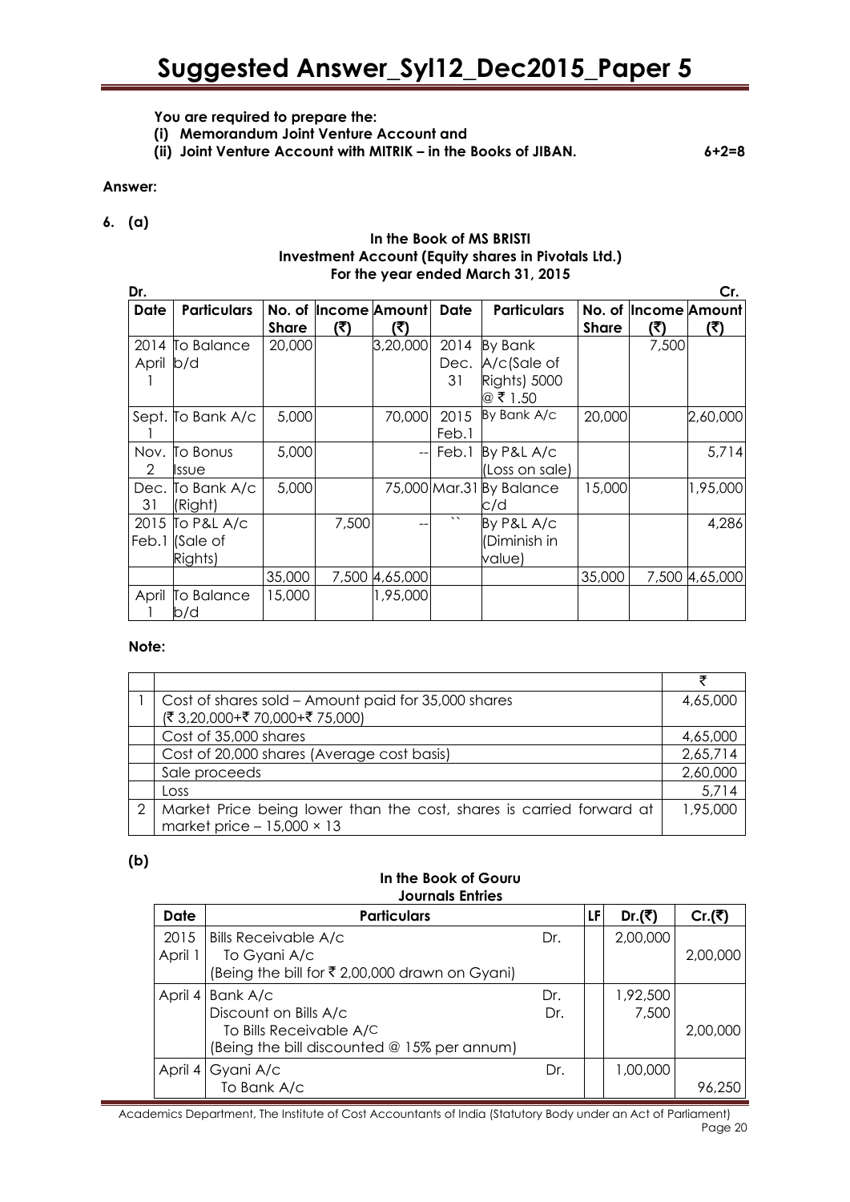**You are required to prepare the:**

**(i) Memorandum Joint Venture Account and**

**(ii) Joint Venture Account with MITRIK – in the Books of JIBAN.** **6+2=8**

**Answer:**

**6. (a)**

**In the Book of MS BRISTI**
**Investment Account (Equity shares in Pivotals Ltd.)**
**For the year ended March 31, 2015**

Dr. Cr.

| Date | Particulars | No. of Share | Income (₹) | Amount (₹) | Date | Particulars | No. of Share | Income (₹) | Amount (₹) |
|---|---|---|---|---|---|---|---|---|---|
| 2014 April 1 | To Balance b/d | 20,000 | | 3,20,000 | 2014 Dec. 31 | By Bank A/c(Sale of Rights) 5000 @ ₹ 1.50 | | 7,500 | |
| Sept. 1 | To Bank A/c | 5,000 | | 70,000 | 2015 Feb.1 | By Bank A/c | 20,000 | | 2,60,000 |
| Nov. 2 | To Bonus Issue | 5,000 | | -- | Feb.1 | By P&L A/c (Loss on sale) | | | 5,714 |
| Dec. 31 | To Bank A/c (Right) | 5,000 | | 75,000 | Mar.31 | By Balance c/d | 15,000 | | 1,95,000 |
| 2015 Feb.1 | To P&L A/c (Sale of Rights) | | 7,500 | -- | `` | By P&L A/c (Diminish in value) | | | 4,286 |
| | | 35,000 | 7,500 | 4,65,000 | | | 35,000 | 7,500 | 4,65,000 |
| April 1 | To Balance b/d | 15,000 | | 1,95,000 | | | | | |

**Note:**

| | | ₹ |
|---|---|---|
| 1 | Cost of shares sold – Amount paid for 35,000 shares (₹ 3,20,000+₹ 70,000+₹ 75,000) | 4,65,000 |
| | Cost of 35,000 shares | 4,65,000 |
| | Cost of 20,000 shares (Average cost basis) | 2,65,714 |
| | Sale proceeds | 2,60,000 |
| | Loss | 5,714 |
| 2 | Market Price being lower than the cost, shares is carried forward at market price – 15,000 × 13 | 1,95,000 |

**(b)**

**In the Book of Gouru**
**Journals Entries**

| Date | Particulars | | LF | Dr.(₹) | Cr.(₹) |
|---|---|---|---|---|---|
| 2015 April 1 | Bills Receivable A/c<br>To Gyani A/c<br>(Being the bill for ₹ 2,00,000 drawn on Gyani) | Dr. | | 2,00,000 | 2,00,000 |
| April 4 | Bank A/c<br>Discount on Bills A/c<br>To Bills Receivable A/C<br>(Being the bill discounted @ 15% per annum) | Dr.<br>Dr. | | 1,92,500<br>7,500 | 2,00,000 |
| April 4 | Gyani A/c<br>To Bank A/c | Dr. | | 1,00,000 | 96,250 |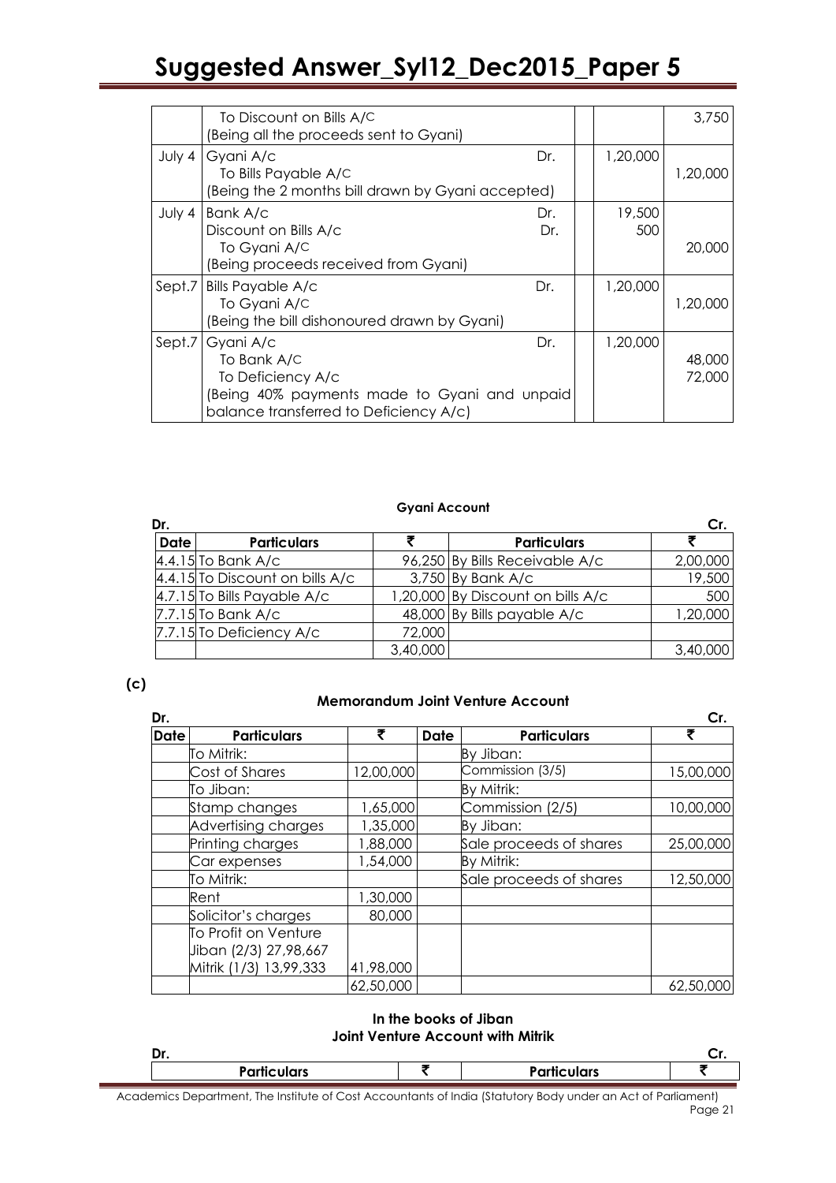| | | | | |
|---|---|---|---|---|
| | To Discount on Bills A/C<br>(Being all the proceeds sent to Gyani) | | | 3,750 |
| July 4 | Gyani A/c<br>To Bills Payable A/C<br>(Being the 2 months bill drawn by Gyani accepted) | Dr. | 1,20,000 | 1,20,000 |
| July 4 | Bank A/c<br>Discount on Bills A/c<br>To Gyani A/C<br>(Being proceeds received from Gyani) | Dr.<br>Dr. | 19,500<br>500 | 20,000 |
| Sept.7 | Bills Payable A/c<br>To Gyani A/C<br>(Being the bill dishonoured drawn by Gyani) | Dr. | 1,20,000 | 1,20,000 |
| Sept.7 | Gyani A/c<br>To Bank A/C<br>To Deficiency A/c<br>(Being 40% payments made to Gyani and unpaid balance transferred to Deficiency A/c) | Dr. | 1,20,000 | 48,000<br>72,000 |

**Gyani Account**

Dr. Cr.

| Date | Particulars | ₹ | Particulars | ₹ |
|---|---|---|---|---|
| 4.4.15 | To Bank A/c | 96,250 | By Bills Receivable A/c | 2,00,000 |
| 4.4.15 | To Discount on bills A/c | 3,750 | By Bank A/c | 19,500 |
| 4.7.15 | To Bills Payable A/c | 1,20,000 | By Discount on bills A/c | 500 |
| 7.7.15 | To Bank A/c | 48,000 | By Bills payable A/c | 1,20,000 |
| 7.7.15 | To Deficiency A/c | 72,000 | | |
| | | 3,40,000 | | 3,40,000 |

**(c)**

**Memorandum Joint Venture Account**

Dr. Cr.

| Date | Particulars | ₹ | Date | Particulars | ₹ |
|---|---|---|---|---|---|
| | To Mitrik: | | | By Jiban: | |
| | Cost of Shares | 12,00,000 | | Commission (3/5) | 15,00,000 |
| | To Jiban: | | | By Mitrik: | |
| | Stamp changes | 1,65,000 | | Commission (2/5) | 10,00,000 |
| | Advertising charges | 1,35,000 | | By Jiban: | |
| | Printing charges | 1,88,000 | | Sale proceeds of shares | 25,00,000 |
| | Car expenses | 1,54,000 | | By Mitrik: | |
| | To Mitrik: | | | Sale proceeds of shares | 12,50,000 |
| | Rent | 1,30,000 | | | |
| | Solicitor's charges | 80,000 | | | |
| | To Profit on Venture<br>Jiban (2/3) 27,98,667<br>Mitrik (1/3) 13,99,333 | 41,98,000 | | | |
| | | 62,50,000 | | | 62,50,000 |

**In the books of Jiban**
**Joint Venture Account with Mitrik**

Dr. Cr.

| Particulars | ₹ | Particulars | ₹ |
|---|---|---|---|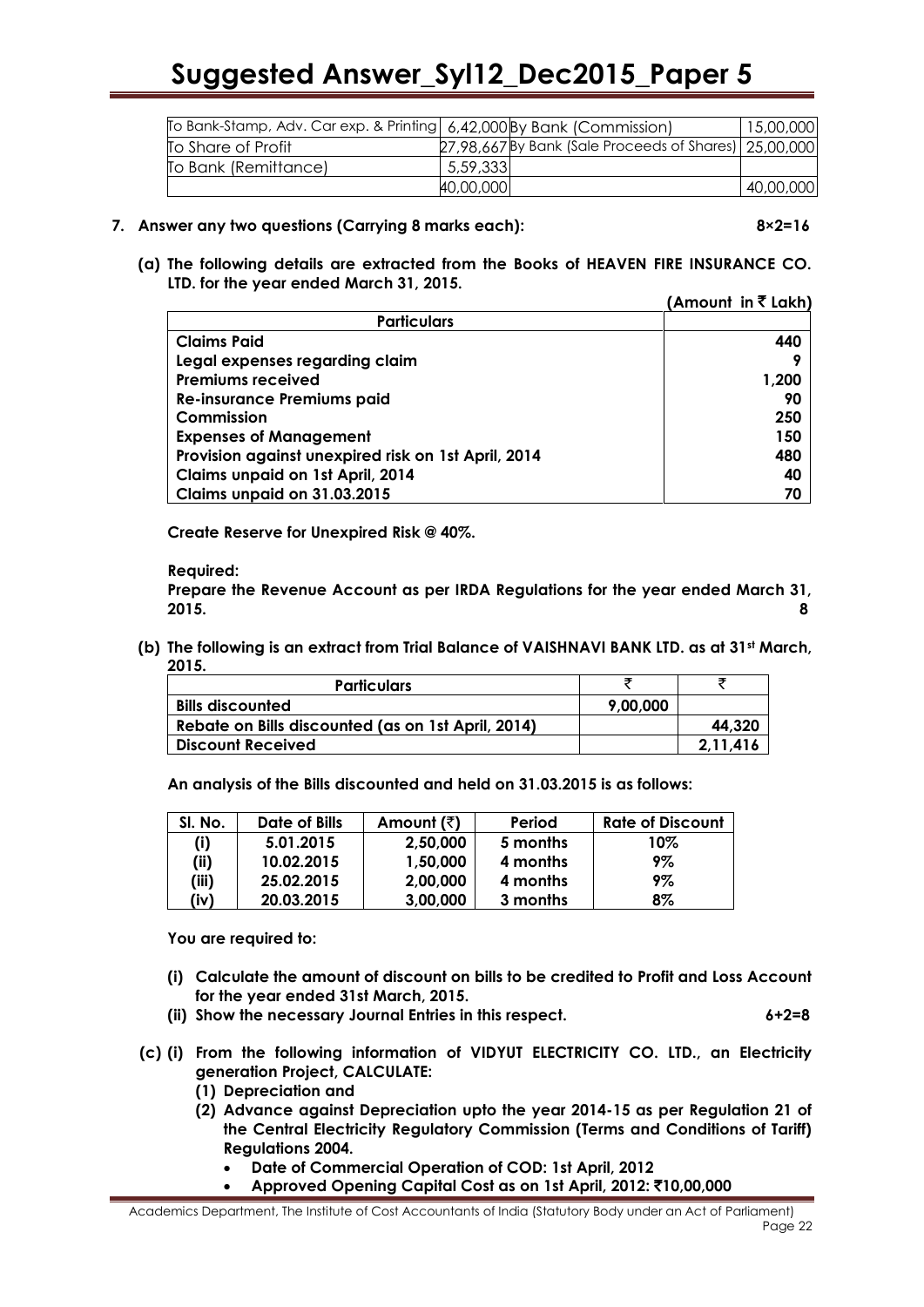| | | | |
|---|---|---|---|
| To Bank-Stamp, Adv. Car exp. & Printing | 6,42,000 | By Bank (Commission) | 15,00,000 |
| To Share of Profit | 27,98,667 | By Bank (Sale Proceeds of Shares) | 25,00,000 |
| To Bank (Remittance) | 5,59,333 | | |
| | 40,00,000 | | 40,00,000 |

**7. Answer any two questions (Carrying 8 marks each): 8×2=16**

**(a) The following details are extracted from the Books of HEAVEN FIRE INSURANCE CO. LTD. for the year ended March 31, 2015.**

**(Amount in ₹ Lakh)**

| Particulars | |
|---|---|
| **Claims Paid** | **440** |
| **Legal expenses regarding claim** | **9** |
| **Premiums received** | **1,200** |
| **Re-insurance Premiums paid** | **90** |
| **Commission** | **250** |
| **Expenses of Management** | **150** |
| **Provision against unexpired risk on 1st April, 2014** | **480** |
| **Claims unpaid on 1st April, 2014** | **40** |
| **Claims unpaid on 31.03.2015** | **70** |

**Create Reserve for Unexpired Risk @ 40%.**

**Required:**

**Prepare the Revenue Account as per IRDA Regulations for the year ended March 31, 2015. 8**

**(b) The following is an extract from Trial Balance of VAISHNAVI BANK LTD. as at 31st March, 2015.**

| Particulars | ₹ | ₹ |
|---|---|---|
| **Bills discounted** | **9,00,000** | |
| **Rebate on Bills discounted (as on 1st April, 2014)** | | **44,320** |
| **Discount Received** | | **2,11,416** |

**An analysis of the Bills discounted and held on 31.03.2015 is as follows:**

| Sl. No. | Date of Bills | Amount (₹) | Period | Rate of Discount |
|---|---|---|---|---|
| (i) | 5.01.2015 | 2,50,000 | 5 months | 10% |
| (ii) | 10.02.2015 | 1,50,000 | 4 months | 9% |
| (iii) | 25.02.2015 | 2,00,000 | 4 months | 9% |
| (iv) | 20.03.2015 | 3,00,000 | 3 months | 8% |

**You are required to:**

**(i) Calculate the amount of discount on bills to be credited to Profit and Loss Account for the year ended 31st March, 2015.**

**(ii) Show the necessary Journal Entries in this respect. 6+2=8**

**(c) (i) From the following information of VIDYUT ELECTRICITY CO. LTD., an Electricity generation Project, CALCULATE:**

**(1) Depreciation and**

**(2) Advance against Depreciation upto the year 2014-15 as per Regulation 21 of the Central Electricity Regulatory Commission (Terms and Conditions of Tariff) Regulations 2004.**

- **Date of Commercial Operation of COD: 1st April, 2012**
- **Approved Opening Capital Cost as on 1st April, 2012: ₹10,00,000**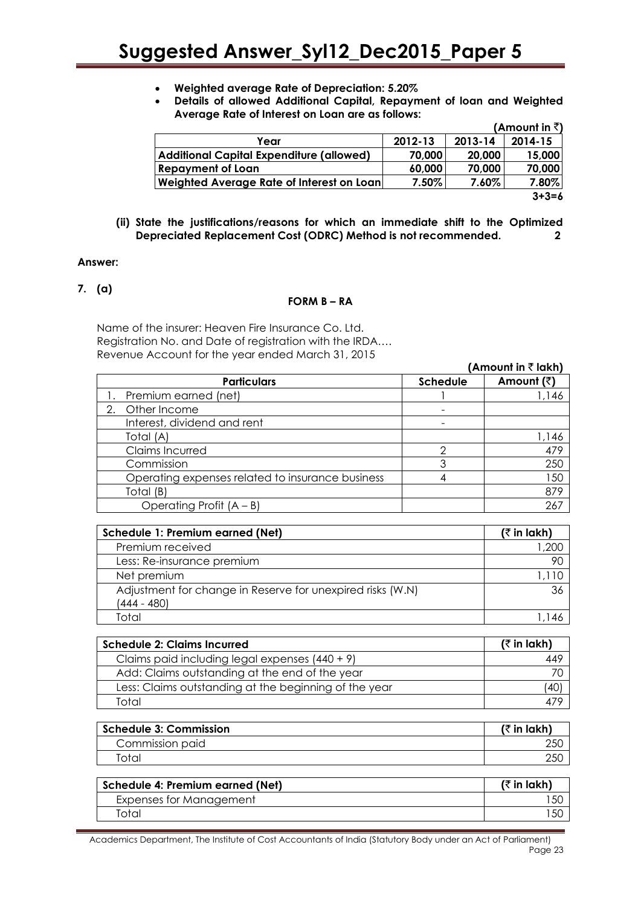- **Weighted average Rate of Depreciation: 5.20%**
- **Details of allowed Additional Capital, Repayment of loan and Weighted Average Rate of Interest on Loan are as follows:**

**(Amount in ₹)**

| Year | 2012-13 | 2013-14 | 2014-15 |
|---|---|---|---|
| **Additional Capital Expenditure (allowed)** | **70,000** | **20,000** | **15,000** |
| **Repayment of Loan** | **60,000** | **70,000** | **70,000** |
| **Weighted Average Rate of Interest on Loan** | **7.50%** | **7.60%** | **7.80%** |

**3+3=6**

**(ii) State the justifications/reasons for which an immediate shift to the Optimized Depreciated Replacement Cost (ODRC) Method is not recommended. 2**

**Answer:**

**7. (a)**

**FORM B – RA**

Name of the insurer: Heaven Fire Insurance Co. Ltd.
Registration No. and Date of registration with the IRDA….
Revenue Account for the year ended March 31, 2015

**(Amount in ₹ lakh)**

| Particulars | Schedule | Amount (₹) |
|---|---|---|
| 1. Premium earned (net) | 1 | 1,146 |
| 2. Other Income | - | |
| Interest, dividend and rent | - | |
| Total (A) | | 1,146 |
| Claims Incurred | 2 | 479 |
| Commission | 3 | 250 |
| Operating expenses related to insurance business | 4 | 150 |
| Total (B) | | 879 |
| Operating Profit (A – B) | | 267 |

| Schedule 1: Premium earned (Net) | (₹ in lakh) |
|---|---|
| Premium received | 1,200 |
| Less: Re-insurance premium | 90 |
| Net premium | 1,110 |
| Adjustment for change in Reserve for unexpired risks (W.N) (444 - 480) | 36 |
| Total | 1,146 |

| Schedule 2: Claims Incurred | (₹ in lakh) |
|---|---|
| Claims paid including legal expenses (440 + 9) | 449 |
| Add: Claims outstanding at the end of the year | 70 |
| Less: Claims outstanding at the beginning of the year | (40) |
| Total | 479 |

| Schedule 3: Commission | (₹ in lakh) |
|---|---|
| Commission paid | 250 |
| Total | 250 |

| Schedule 4: Premium earned (Net) | (₹ in lakh) |
|---|---|
| Expenses for Management | 150 |
| Total | 150 |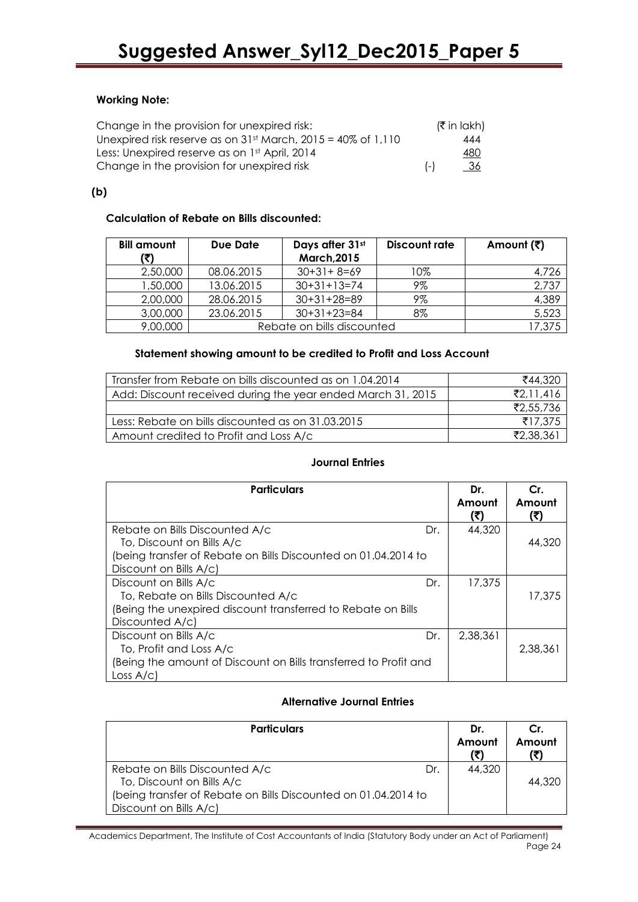**Working Note:**

| Change in the provision for unexpired risk: | | (₹ in lakh) |
|---|---|---|
| Unexpired risk reserve as on 31st March, 2015 = 40% of 1,110 | | 444 |
| Less: Unexpired reserve as on 1st April, 2014 | | 480 |
| Change in the provision for unexpired risk | (-) | 36 |

**(b)**

**Calculation of Rebate on Bills discounted:**

| Bill amount (₹) | Due Date | Days after 31st March,2015 | Discount rate | Amount (₹) |
|---|---|---|---|---|
| 2,50,000 | 08.06.2015 | 30+31+ 8=69 | 10% | 4,726 |
| 1,50,000 | 13.06.2015 | 30+31+13=74 | 9% | 2,737 |
| 2,00,000 | 28.06.2015 | 30+31+28=89 | 9% | 4,389 |
| 3,00,000 | 23.06.2015 | 30+31+23=84 | 8% | 5,523 |
| 9,00,000 | Rebate on bills discounted | | | 17,375 |

**Statement showing amount to be credited to Profit and Loss Account**

| | |
|---|---|
| Transfer from Rebate on bills discounted as on 1.04.2014 | ₹44,320 |
| Add: Discount received during the year ended March 31, 2015 | ₹2,11,416 |
| | ₹2,55,736 |
| Less: Rebate on bills discounted as on 31.03.2015 | ₹17,375 |
| Amount credited to Profit and Loss A/c | ₹2,38,361 |

**Journal Entries**

| Particulars | Dr. Amount (₹) | Cr. Amount (₹) |
|---|---|---|
| Rebate on Bills Discounted A/c Dr.<br>To, Discount on Bills A/c<br>(being transfer of Rebate on Bills Discounted on 01.04.2014 to Discount on Bills A/c) | 44,320 | 44,320 |
| Discount on Bills A/c Dr.<br>To, Rebate on Bills Discounted A/c<br>(Being the unexpired discount transferred to Rebate on Bills Discounted A/c) | 17,375 | 17,375 |
| Discount on Bills A/c Dr.<br>To, Profit and Loss A/c<br>(Being the amount of Discount on Bills transferred to Profit and Loss A/c) | 2,38,361 | 2,38,361 |

**Alternative Journal Entries**

| Particulars | Dr. Amount (₹) | Cr. Amount (₹) |
|---|---|---|
| Rebate on Bills Discounted A/c Dr.<br>To, Discount on Bills A/c<br>(being transfer of Rebate on Bills Discounted on 01.04.2014 to Discount on Bills A/c) | 44,320 | 44,320 |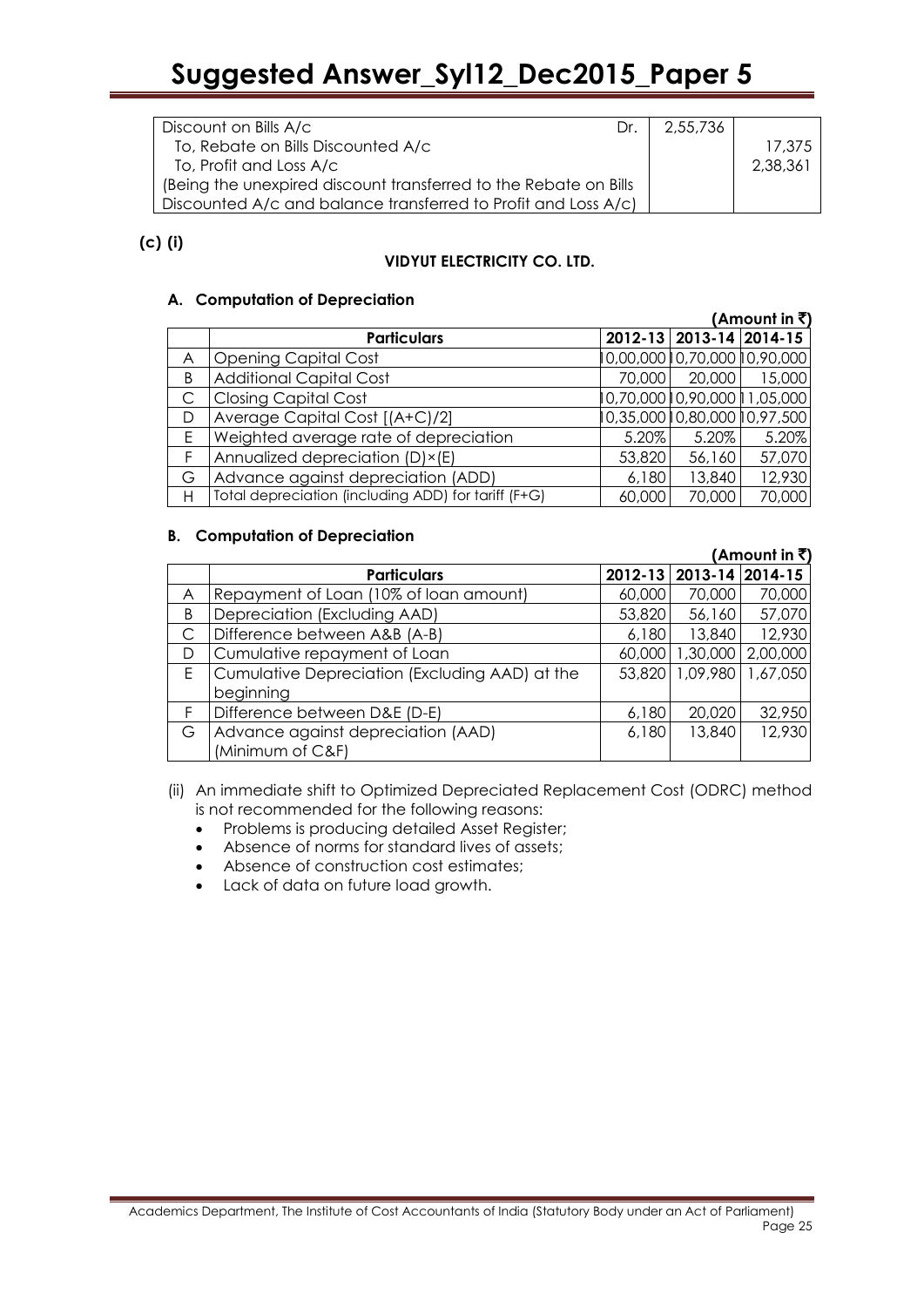| | | |
|---|---|---|
| Discount on Bills A/c Dr. | 2,55,736 | |
| To, Rebate on Bills Discounted A/c | | 17,375 |
| To, Profit and Loss A/c | | 2,38,361 |
| (Being the unexpired discount transferred to the Rebate on Bills Discounted A/c and balance transferred to Profit and Loss A/c) | | |

**(c) (i)**

**VIDYUT ELECTRICITY CO. LTD.**

**A. Computation of Depreciation**

**(Amount in ₹)**

| | Particulars | 2012-13 | 2013-14 | 2014-15 |
|---|---|---|---|---|
| A | Opening Capital Cost | 10,00,000 | 10,70,000 | 10,90,000 |
| B | Additional Capital Cost | 70,000 | 20,000 | 15,000 |
| C | Closing Capital Cost | 10,70,000 | 10,90,000 | 11,05,000 |
| D | Average Capital Cost [(A+C)/2] | 10,35,000 | 10,80,000 | 10,97,500 |
| E | Weighted average rate of depreciation | 5.20% | 5.20% | 5.20% |
| F | Annualized depreciation (D)×(E) | 53,820 | 56,160 | 57,070 |
| G | Advance against depreciation (ADD) | 6,180 | 13,840 | 12,930 |
| H | Total depreciation (including ADD) for tariff (F+G) | 60,000 | 70,000 | 70,000 |

**B. Computation of Depreciation**

**(Amount in ₹)**

| | Particulars | 2012-13 | 2013-14 | 2014-15 |
|---|---|---|---|---|
| A | Repayment of Loan (10% of loan amount) | 60,000 | 70,000 | 70,000 |
| B | Depreciation (Excluding AAD) | 53,820 | 56,160 | 57,070 |
| C | Difference between A&B (A-B) | 6,180 | 13,840 | 12,930 |
| D | Cumulative repayment of Loan | 60,000 | 1,30,000 | 2,00,000 |
| E | Cumulative Depreciation (Excluding AAD) at the beginning | 53,820 | 1,09,980 | 1,67,050 |
| F | Difference between D&E (D-E) | 6,180 | 20,020 | 32,950 |
| G | Advance against depreciation (AAD) (Minimum of C&F) | 6,180 | 13,840 | 12,930 |

(ii) An immediate shift to Optimized Depreciated Replacement Cost (ODRC) method is not recommended for the following reasons:

- Problems is producing detailed Asset Register;
- Absence of norms for standard lives of assets;
- Absence of construction cost estimates;
- Lack of data on future load growth.